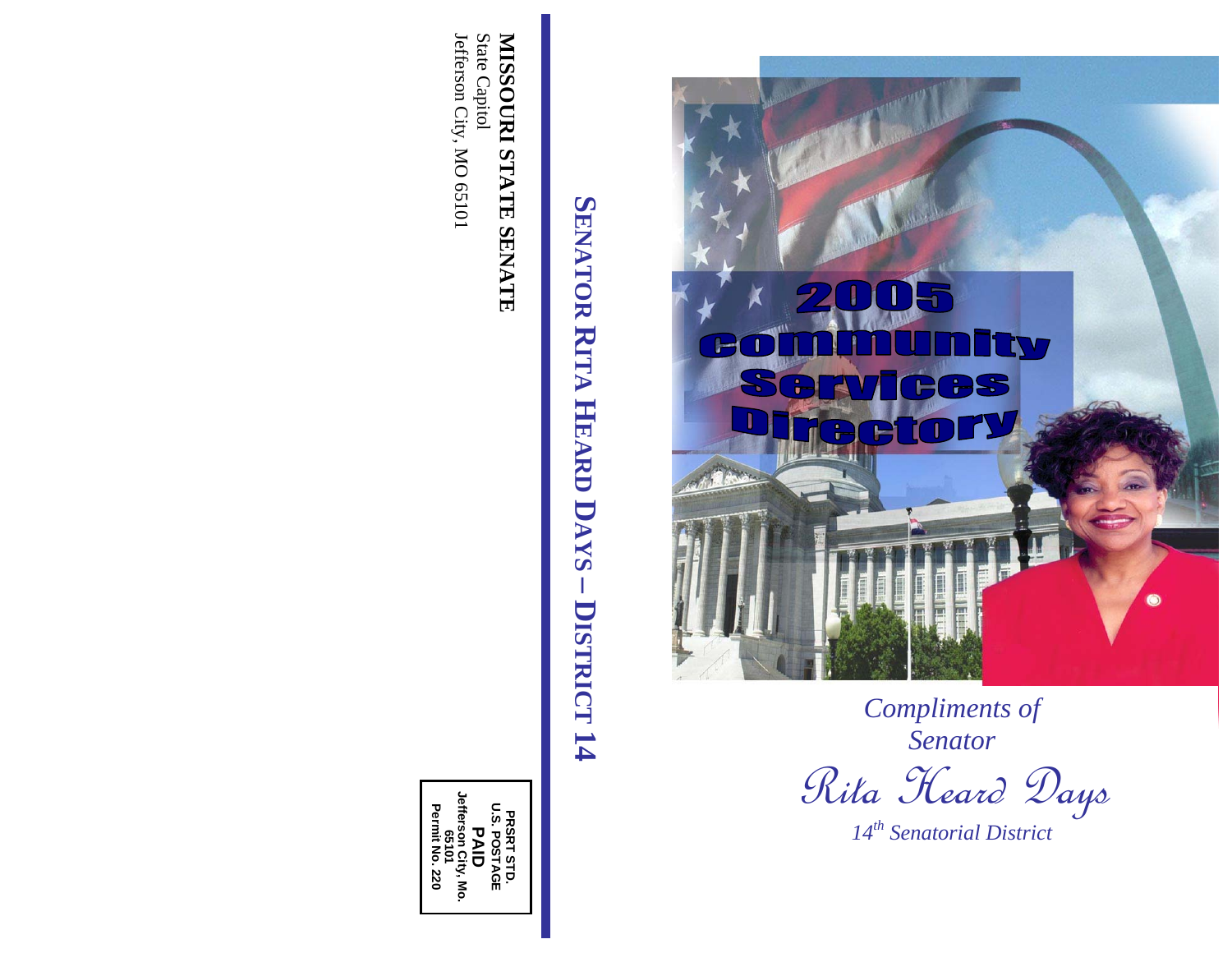**MISSOURI STATE SENATE**
State Capitol
Jefferson City, MO 65101

PRSRT STD.
U.S. POSTAGE
**PAID**
Jefferson City, Mo.
65101
Permit No. 220

**SENATOR RITA HEARD DAYS – DISTRICT 14**

# 2005 Community Services Directory

*Compliments of*
*Senator*

*Rita Heard Days*

*14th Senatorial District*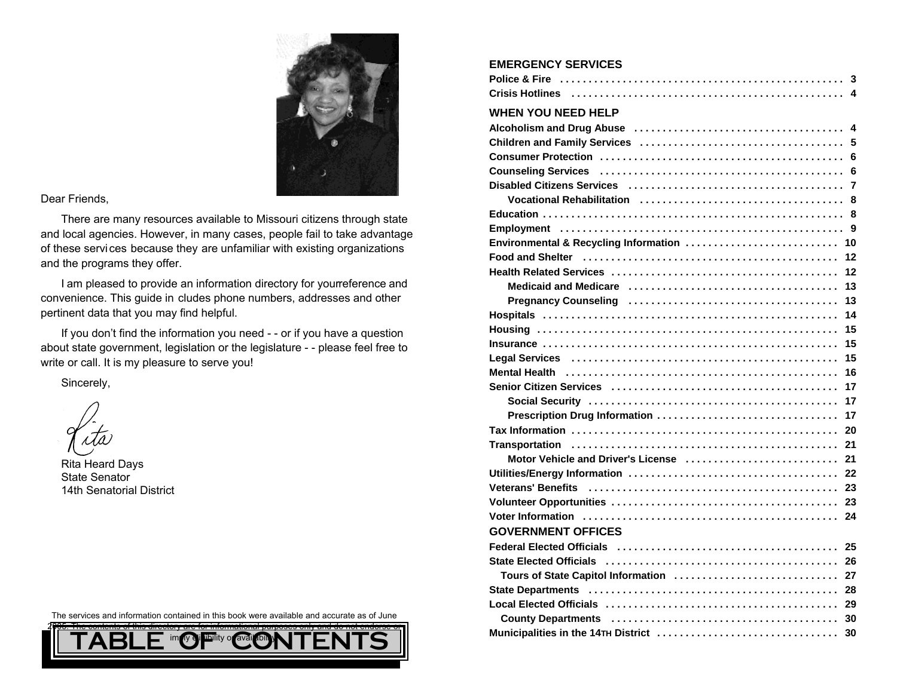Dear Friends,

There are many resources available to Missouri citizens through state and local agencies. However, in many cases, people fail to take advantage of these services because they are unfamiliar with existing organizations and the programs they offer.

I am pleased to provide an information directory for your reference and convenience. This guide includes phone numbers, addresses and other pertinent data that you may find helpful.

If you don't find the information you need - - or if you have a question about state government, legislation or the legislature - - please feel free to write or call. It is my pleasure to serve you!

Sincerely,

Rita

Rita Heard Days
State Senator
14th Senatorial District

The services and information contained in this book were available and accurate as of June 2005. The contents of this directory are for informational purposes only and do not endorse or imply eligibility or availability.

# TABLE OF CONTENTS

## EMERGENCY SERVICES

- **Police & Fire** ... 3
- **Crisis Hotlines** ... 4

## WHEN YOU NEED HELP

- **Alcoholism and Drug Abuse** ... 4
- **Children and Family Services** ... 5
- **Consumer Protection** ... 6
- **Counseling Services** ... 6
- **Disabled Citizens Services** ... 7
  - **Vocational Rehabilitation** ... 8
- **Education** ... 8
- **Employment** ... 9
- **Environmental & Recycling Information** ... 10
- **Food and Shelter** ... 12
- **Health Related Services** ... 12
  - **Medicaid and Medicare** ... 13
  - **Pregnancy Counseling** ... 13
- **Hospitals** ... 14
- **Housing** ... 15
- **Insurance** ... 15
- **Legal Services** ... 15
- **Mental Health** ... 16
- **Senior Citizen Services** ... 17
  - **Social Security** ... 17
  - **Prescription Drug Information** ... 17
- **Tax Information** ... 20
- **Transportation** ... 21
  - **Motor Vehicle and Driver's License** ... 21
- **Utilities/Energy Information** ... 22
- **Veterans' Benefits** ... 23
- **Volunteer Opportunities** ... 23
- **Voter Information** ... 24

## GOVERNMENT OFFICES

- **Federal Elected Officials** ... 25
- **State Elected Officials** ... 26
  - **Tours of State Capitol Information** ... 27
- **State Departments** ... 28
- **Local Elected Officials** ... 29
  - **County Departments** ... 30
- **Municipalities in the 14TH District** ... 30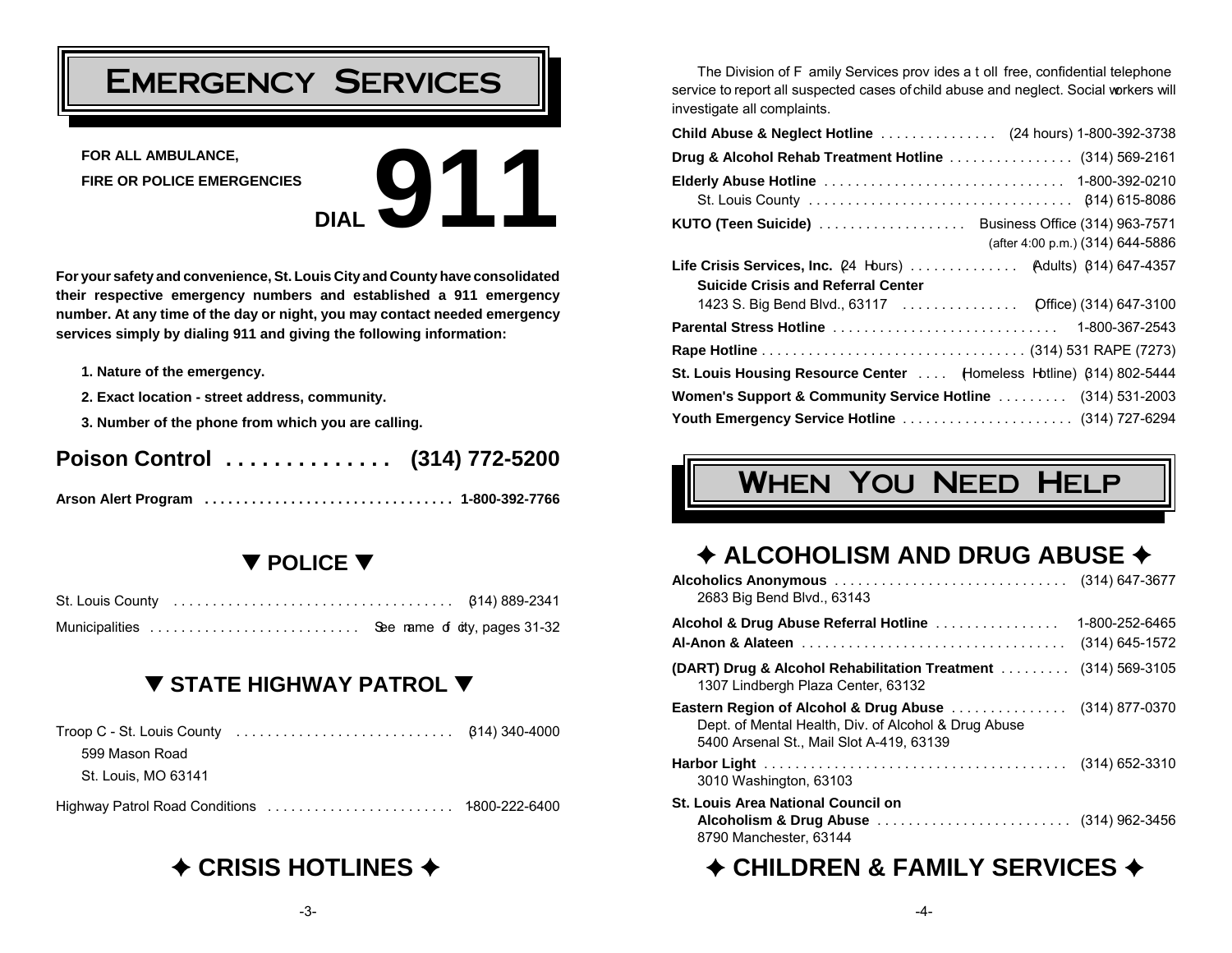# EMERGENCY SERVICES

**FOR ALL AMBULANCE,**
**FIRE OR POLICE EMERGENCIES**

**DIAL 911**

**For your safety and convenience, St. Louis City and County have consolidated their respective emergency numbers and established a 911 emergency number. At any time of the day or night, you may contact needed emergency services simply by dialing 911 and giving the following information:**

1. **Nature of the emergency.**
2. **Exact location - street address, community.**
3. **Number of the phone from which you are calling.**

## Poison Control .............. (314) 772-5200

**Arson Alert Program ................................ 1-800-392-7766**

## ▼ POLICE ▼

St. Louis County .................................... (314) 889-2341
Municipalities ........................... See name of city, pages 31-32

## ▼ STATE HIGHWAY PATROL ▼

Troop C - St. Louis County ............................ (314) 340-4000
599 Mason Road
St. Louis, MO 63141

Highway Patrol Road Conditions ........................ 1-800-222-6400

## ✦ CRISIS HOTLINES ✦

The Division of Family Services provides a toll free, confidential telephone service to report all suspected cases of child abuse and neglect. Social workers will investigate all complaints.

**Child Abuse & Neglect Hotline** ............... (24 hours) 1-800-392-3738
**Drug & Alcohol Rehab Treatment Hotline** ................ (314) 569-2161
**Elderly Abuse Hotline** ............................... 1-800-392-0210
St. Louis County .................................. (314) 615-8086
**KUTO (Teen Suicide)** ................... Business Office (314) 963-7571
(after 4:00 p.m.) (314) 644-5886
**Life Crisis Services, Inc.** (24 Hours) .............. (Adults) (314) 647-4357
**Suicide Crisis and Referral Center**
1423 S. Big Bend Blvd., 63117 ............... (Office) (314) 647-3100
**Parental Stress Hotline** ............................. 1-800-367-2543
**Rape Hotline** .................................. (314) 531 RAPE (7273)
**St. Louis Housing Resource Center** .... (Homeless Hotline) (314) 802-5444
**Women's Support & Community Service Hotline** ......... (314) 531-2003
**Youth Emergency Service Hotline** ...................... (314) 727-6294

# WHEN YOU NEED HELP

## ✦ ALCOHOLISM AND DRUG ABUSE ✦

**Alcoholics Anonymous** .............................. (314) 647-3677
2683 Big Bend Blvd., 63143

**Alcohol & Drug Abuse Referral Hotline** ................ 1-800-252-6465
**Al-Anon & Alateen** .................................. (314) 645-1572

**(DART) Drug & Alcohol Rehabilitation Treatment** ......... (314) 569-3105
1307 Lindbergh Plaza Center, 63132

**Eastern Region of Alcohol & Drug Abuse** ............... (314) 877-0370
Dept. of Mental Health, Div. of Alcohol & Drug Abuse
5400 Arsenal St., Mail Slot A-419, 63139

**Harbor Light** ....................................... (314) 652-3310
3010 Washington, 63103

**St. Louis Area National Council on**
**Alcoholism & Drug Abuse** ......................... (314) 962-3456
8790 Manchester, 63144

## ✦ CHILDREN & FAMILY SERVICES ✦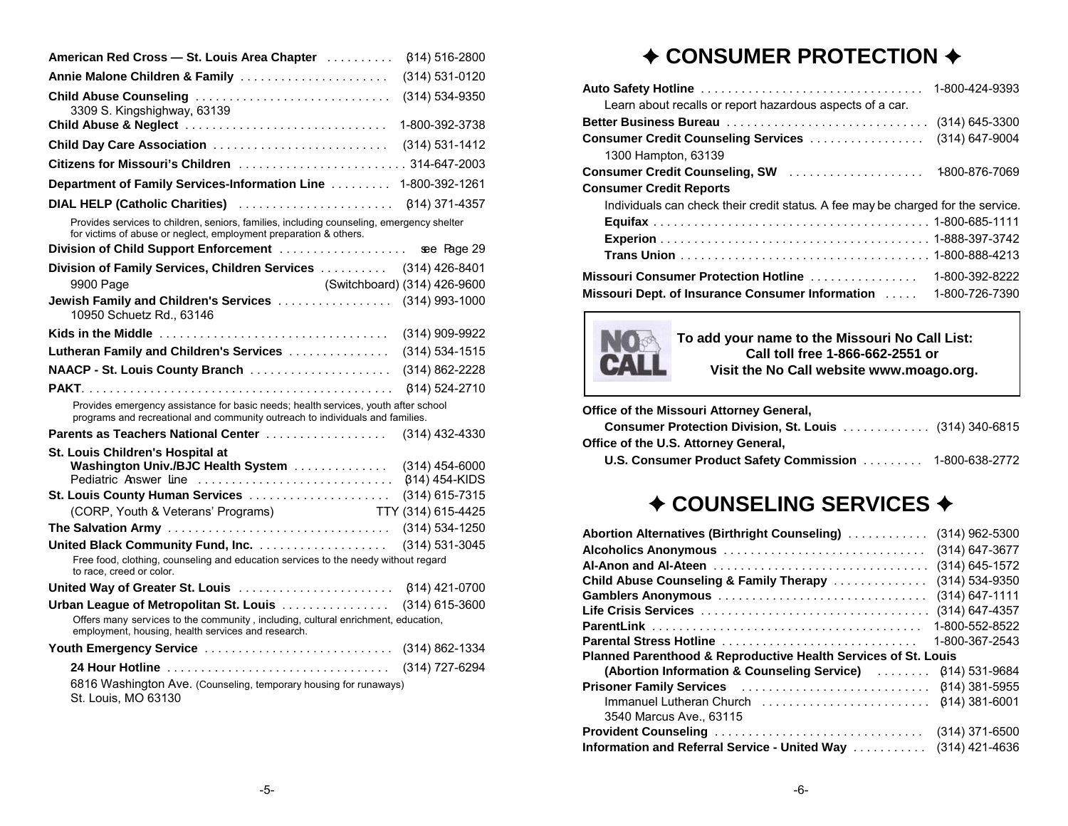**American Red Cross — St. Louis Area Chapter** .......... (314) 516-2800

**Annie Malone Children & Family** ...................... (314) 531-0120

**Child Abuse Counseling** ............................. (314) 534-9350
3309 S. Kingshighway, 63139

**Child Abuse & Neglect** .............................. 1-800-392-3738

**Child Day Care Association** .......................... (314) 531-1412

**Citizens for Missouri's Children** ......................... 314-647-2003

**Department of Family Services-Information Line** ......... 1-800-392-1261

**DIAL HELP (Catholic Charities)** ....................... (314) 371-4357

Provides services to children, seniors, families, including counseling, emergency shelter for victims of abuse or neglect, employment preparation & others.

**Division of Child Support Enforcement** ................... see Page 29

**Division of Family Services, Children Services** .......... (314) 426-8401
9900 Page (Switchboard) (314) 426-9600

**Jewish Family and Children's Services** ................. (314) 993-1000
10950 Schuetz Rd., 63146

**Kids in the Middle** .................................. (314) 909-9922

**Lutheran Family and Children's Services** ............... (314) 534-1515

**NAACP - St. Louis County Branch** ..................... (314) 862-2228

**PAKT**............................................. (314) 524-2710

Provides emergency assistance for basic needs; health services, youth after school programs and recreational and community outreach to individuals and families.

**Parents as Teachers National Center** .................. (314) 432-4330

**St. Louis Children's Hospital at**
**Washington Univ./BJC Health System** .............. (314) 454-6000
Pediatric Answer Line ............................. (314) 454-KIDS

**St. Louis County Human Services** ..................... (314) 615-7315
(CORP, Youth & Veterans' Programs) TTY (314) 615-4425

**The Salvation Army** ................................. (314) 534-1250

**United Black Community Fund, Inc.** ................... (314) 531-3045

Free food, clothing, counseling and education services to the needy without regard to race, creed or color.

**United Way of Greater St. Louis** ....................... (314) 421-0700

**Urban League of Metropolitan St. Louis** ................ (314) 615-3600

Offers many services to the community, including, cultural enrichment, education, employment, housing, health services and research.

**Youth Emergency Service** ............................ (314) 862-1334

**24 Hour Hotline** ................................. (314) 727-6294

6816 Washington Ave. (Counseling, temporary housing for runaways)
St. Louis, MO 63130

# ✦ CONSUMER PROTECTION ✦

**Auto Safety Hotline** ................................. 1-800-424-9393
Learn about recalls or report hazardous aspects of a car.

**Better Business Bureau** .............................. (314) 645-3300

**Consumer Credit Counseling Services** ................. (314) 647-9004
1300 Hampton, 63139

**Consumer Credit Counseling, SW** .................... 1-800-876-7069

**Consumer Credit Reports**
Individuals can check their credit status. A fee may be charged for the service.
**Equifax** ......................................... 1-800-685-1111
**Experion** ........................................ 1-888-397-3742
**Trans Union** ..................................... 1-800-888-4213

**Missouri Consumer Protection Hotline** ................. 1-800-392-8222

**Missouri Dept. of Insurance Consumer Information** ..... 1-800-726-7390

**To add your name to the Missouri No Call List:**
**Call toll free 1-866-662-2551 or**
**Visit the No Call website www.moago.org.**

**Office of the Missouri Attorney General,**
**Consumer Protection Division, St. Louis** ............. (314) 340-6815

**Office of the U.S. Attorney General,**
**U.S. Consumer Product Safety Commission** ......... 1-800-638-2772

# ✦ COUNSELING SERVICES ✦

**Abortion Alternatives (Birthright Counseling)** ............ (314) 962-5300

**Alcoholics Anonymous** .............................. (314) 647-3677

**Al-Anon and Al-Ateen** ................................ (314) 645-1572

**Child Abuse Counseling & Family Therapy** .............. (314) 534-9350

**Gamblers Anonymous** ............................... (314) 647-1111

**Life Crisis Services** .................................. (314) 647-4357

**ParentLink** ........................................ 1-800-552-8522

**Parental Stress Hotline** ............................. 1-800-367-2543

**Planned Parenthood & Reproductive Health Services of St. Louis**
**(Abortion Information & Counseling Service)** ........ (314) 531-9684

**Prisoner Family Services** ............................ (314) 381-5955
Immanuel Lutheran Church ......................... (314) 381-6001
3540 Marcus Ave., 63115

**Provident Counseling** ............................... (314) 371-6500

**Information and Referral Service - United Way** ........... (314) 421-4636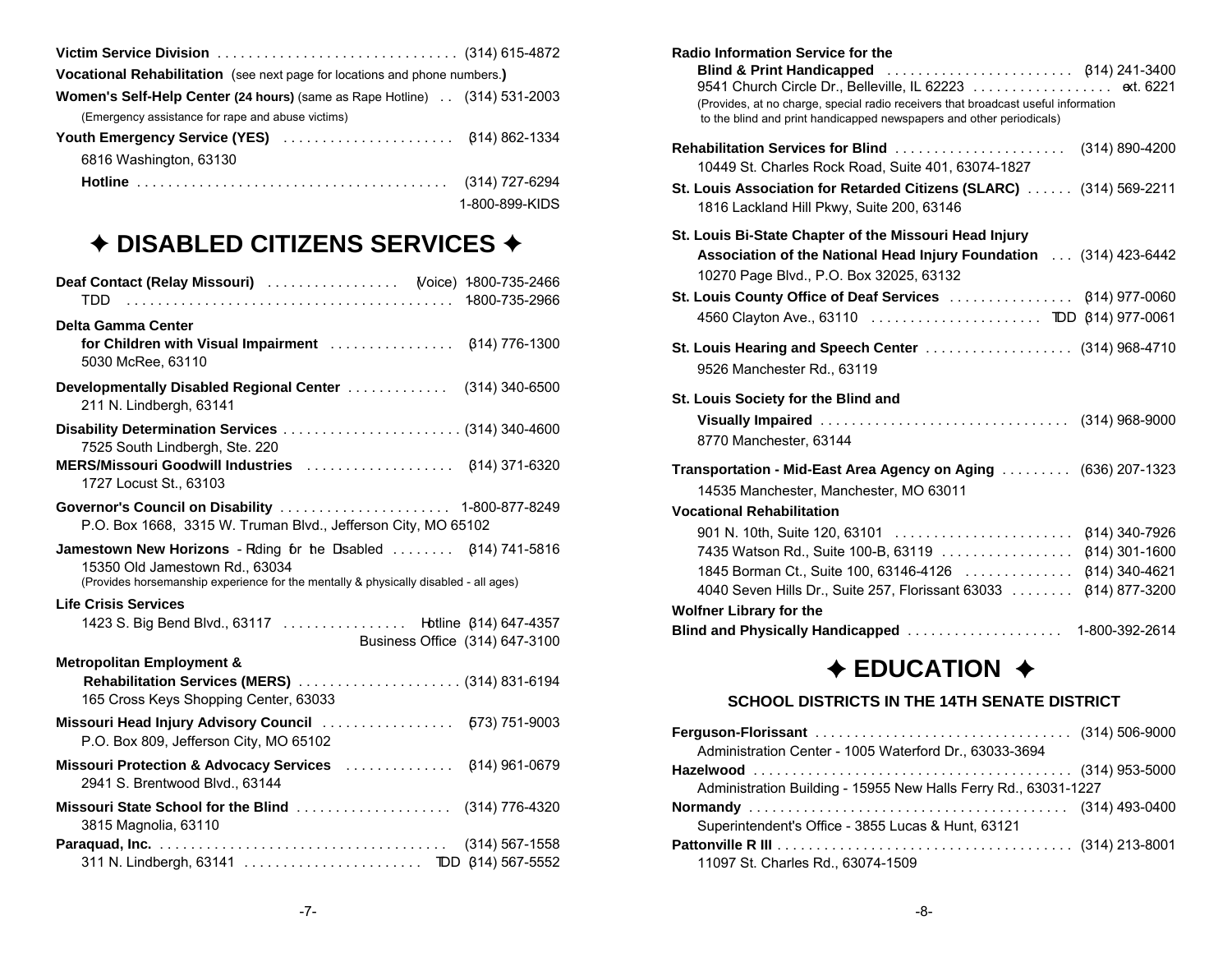**Victim Service Division** ................................ (314) 615-4872

**Vocational Rehabilitation** (see next page for locations and phone numbers.)

**Women's Self-Help Center (24 hours)** (same as Rape Hotline) .. (314) 531-2003
(Emergency assistance for rape and abuse victims)

**Youth Emergency Service (YES)** ...................... (314) 862-1334
6816 Washington, 63130
**Hotline** ........................................ (314) 727-6294
1-800-899-KIDS

## ✦ DISABLED CITIZENS SERVICES ✦

**Deaf Contact (Relay Missouri)** ................. (Voice) 1-800-735-2466
TDD ........................................... 1-800-735-2966

**Delta Gamma Center for Children with Visual Impairment** ................ (314) 776-1300
5030 McRee, 63110

**Developmentally Disabled Regional Center** ............. (314) 340-6500
211 N. Lindbergh, 63141

**Disability Determination Services** ........................ (314) 340-4600
7525 South Lindbergh, Ste. 220

**MERS/Missouri Goodwill Industries** ................... (314) 371-6320
1727 Locust St., 63103

**Governor's Council on Disability** ...................... 1-800-877-8249
P.O. Box 1668, 3315 W. Truman Blvd., Jefferson City, MO 65102

**Jamestown New Horizons** - Riding for the Disabled ........ (314) 741-5816
15350 Old Jamestown Rd., 63034
(Provides horsemanship experience for the mentally & physically disabled - all ages)

**Life Crisis Services**
1423 S. Big Bend Blvd., 63117 ................ Hotline (314) 647-4357
Business Office (314) 647-3100

**Metropolitan Employment & Rehabilitation Services (MERS)** ..................... (314) 831-6194
165 Cross Keys Shopping Center, 63033

**Missouri Head Injury Advisory Council** ................. (573) 751-9003
P.O. Box 809, Jefferson City, MO 65102

**Missouri Protection & Advocacy Services** .............. (314) 961-0679
2941 S. Brentwood Blvd., 63144

**Missouri State School for the Blind** .................... (314) 776-4320
3815 Magnolia, 63110

**Paraquad, Inc.** ...................................... (314) 567-1558
311 N. Lindbergh, 63141 ...................... TDD (314) 567-5552

**Radio Information Service for the Blind & Print Handicapped** ........................ (314) 241-3400
9541 Church Circle Dr., Belleville, IL 62223 .................. ext. 6221
(Provides, at no charge, special radio receivers that broadcast useful information to the blind and print handicapped newspapers and other periodicals)

**Rehabilitation Services for Blind** ...................... (314) 890-4200
10449 St. Charles Rock Road, Suite 401, 63074-1827

**St. Louis Association for Retarded Citizens (SLARC)** ...... (314) 569-2211
1816 Lackland Hill Pkwy, Suite 200, 63146

**St. Louis Bi-State Chapter of the Missouri Head Injury Association of the National Head Injury Foundation** ... (314) 423-6442
10270 Page Blvd., P.O. Box 32025, 63132

**St. Louis County Office of Deaf Services** ................ (314) 977-0060
4560 Clayton Ave., 63110 ...................... TDD (314) 977-0061

**St. Louis Hearing and Speech Center** ................... (314) 968-4710
9526 Manchester Rd., 63119

**St. Louis Society for the Blind and Visually Impaired** ................................ (314) 968-9000
8770 Manchester, 63144

**Transportation - Mid-East Area Agency on Aging** ......... (636) 207-1323
14535 Manchester, Manchester, MO 63011

**Vocational Rehabilitation**
901 N. 10th, Suite 120, 63101 ....................... (314) 340-7926
7435 Watson Rd., Suite 100-B, 63119 ................. (314) 301-1600
1845 Borman Ct., Suite 100, 63146-4126 .............. (314) 340-4621
4040 Seven Hills Dr., Suite 257, Florissant 63033 ........ (314) 877-3200

**Wolfner Library for the Blind and Physically Handicapped** .................... 1-800-392-2614

## ✦ EDUCATION ✦

### SCHOOL DISTRICTS IN THE 14TH SENATE DISTRICT

**Ferguson-Florissant** ................................. (314) 506-9000
Administration Center - 1005 Waterford Dr., 63033-3694

**Hazelwood** ......................................... (314) 953-5000
Administration Building - 15955 New Halls Ferry Rd., 63031-1227

**Normandy** ......................................... (314) 493-0400
Superintendent's Office - 3855 Lucas & Hunt, 63121

**Pattonville R III** ...................................... (314) 213-8001
11097 St. Charles Rd., 63074-1509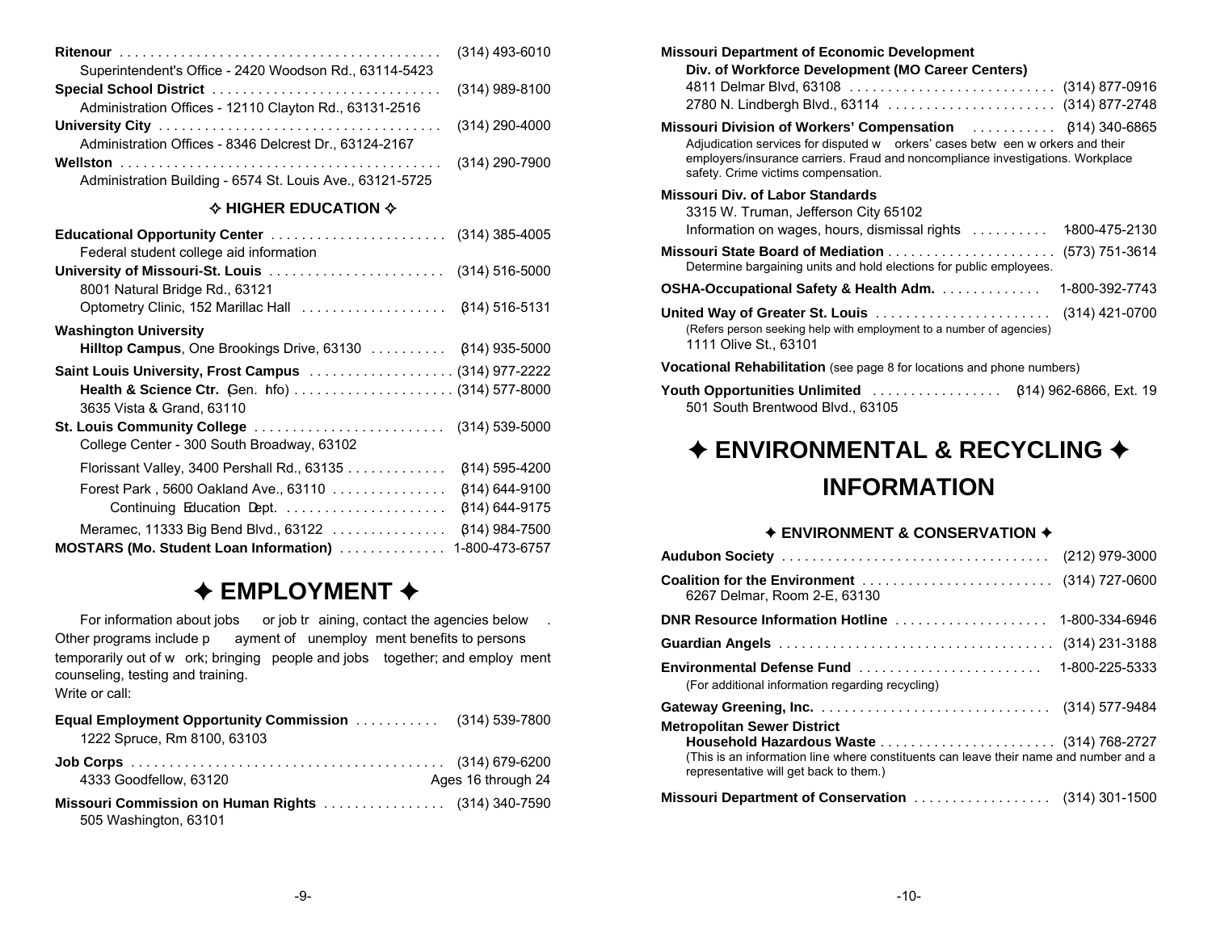**Ritenour** . . . . . . . . . . . . . . . . . . . . . . . . . . . . . . . . . . . . . . . . . . (314) 493-6010
Superintendent's Office - 2420 Woodson Rd., 63114-5423

**Special School District** . . . . . . . . . . . . . . . . . . . . . . . . . . . . . . (314) 989-8100
Administration Offices - 12110 Clayton Rd., 63131-2516

**University City** . . . . . . . . . . . . . . . . . . . . . . . . . . . . . . . . . . . . . (314) 290-4000
Administration Offices - 8346 Delcrest Dr., 63124-2167

**Wellston** . . . . . . . . . . . . . . . . . . . . . . . . . . . . . . . . . . . . . . . . . . (314) 290-7900
Administration Building - 6574 St. Louis Ave., 63121-5725

### ✧ HIGHER EDUCATION ✧

**Educational Opportunity Center** . . . . . . . . . . . . . . . . . . . . . . . (314) 385-4005
Federal student college aid information

**University of Missouri-St. Louis** . . . . . . . . . . . . . . . . . . . . . . . (314) 516-5000
8001 Natural Bridge Rd., 63121
Optometry Clinic, 152 Marillac Hall . . . . . . . . . . . . . . . . . . . (314) 516-5131

**Washington University**
**Hilltop Campus**, One Brookings Drive, 63130 . . . . . . . . . . (314) 935-5000

**Saint Louis University, Frost Campus** . . . . . . . . . . . . . . . . . . . (314) 977-2222
**Health & Science Ctr.** (Gen. Info) . . . . . . . . . . . . . . . . . . . . . (314) 577-8000
3635 Vista & Grand, 63110

**St. Louis Community College** . . . . . . . . . . . . . . . . . . . . . . . . . (314) 539-5000
College Center - 300 South Broadway, 63102
Florissant Valley, 3400 Pershall Rd., 63135 . . . . . . . . . . . . . (314) 595-4200
Forest Park , 5600 Oakland Ave., 63110 . . . . . . . . . . . . . . . (314) 644-9100
Continuing Education Dept. . . . . . . . . . . . . . . . . . . . . . (314) 644-9175
Meramec, 11333 Big Bend Blvd., 63122 . . . . . . . . . . . . . . . (314) 984-7500

**MOSTARS (Mo. Student Loan Information)** . . . . . . . . . . . . . . 1-800-473-6757

## ✦ EMPLOYMENT ✦

For information about jobs or job training, contact the agencies below. Other programs include payment of unemployment benefits to persons temporarily out of work; bringing people and jobs together; and employment counseling, testing and training.
Write or call:

**Equal Employment Opportunity Commission** . . . . . . . . . . . (314) 539-7800
1222 Spruce, Rm 8100, 63103

**Job Corps** . . . . . . . . . . . . . . . . . . . . . . . . . . . . . . . . . . . . . . . . . (314) 679-6200
4333 Goodfellow, 63120 — Ages 16 through 24

**Missouri Commission on Human Rights** . . . . . . . . . . . . . . . . (314) 340-7590
505 Washington, 63101

**Missouri Department of Economic Development**
**Div. of Workforce Development (MO Career Centers)**
4811 Delmar Blvd, 63108 . . . . . . . . . . . . . . . . . . . . . . . . . . . (314) 877-0916
2780 N. Lindbergh Blvd., 63114 . . . . . . . . . . . . . . . . . . . . . . (314) 877-2748

**Missouri Division of Workers' Compensation** . . . . . . . . . . . (314) 340-6865
Adjudication services for disputed workers' cases between workers and their employers/insurance carriers. Fraud and noncompliance investigations. Workplace safety. Crime victims compensation.

**Missouri Div. of Labor Standards**
3315 W. Truman, Jefferson City 65102
Information on wages, hours, dismissal rights . . . . . . . . . . 1-800-475-2130

**Missouri State Board of Mediation** . . . . . . . . . . . . . . . . . . . . . . (573) 751-3614
Determine bargaining units and hold elections for public employees.

**OSHA-Occupational Safety & Health Adm.** . . . . . . . . . . . . . 1-800-392-7743

**United Way of Greater St. Louis** . . . . . . . . . . . . . . . . . . . . . . . (314) 421-0700
(Refers person seeking help with employment to a number of agencies)
1111 Olive St., 63101

**Vocational Rehabilitation** (see page 8 for locations and phone numbers)

**Youth Opportunities Unlimited** . . . . . . . . . . . . . . . . . (314) 962-6866, Ext. 19
501 South Brentwood Blvd., 63105

# ✦ ENVIRONMENTAL & RECYCLING ✦ INFORMATION

### ✦ ENVIRONMENT & CONSERVATION ✦

**Audubon Society** . . . . . . . . . . . . . . . . . . . . . . . . . . . . . . . . . . . (212) 979-3000

**Coalition for the Environment** . . . . . . . . . . . . . . . . . . . . . . . . . (314) 727-0600
6267 Delmar, Room 2-E, 63130

**DNR Resource Information Hotline** . . . . . . . . . . . . . . . . . . . . 1-800-334-6946

**Guardian Angels** . . . . . . . . . . . . . . . . . . . . . . . . . . . . . . . . . . . . (314) 231-3188

**Environmental Defense Fund** . . . . . . . . . . . . . . . . . . . . . . . . 1-800-225-5333
(For additional information regarding recycling)

**Gateway Greening, Inc.** . . . . . . . . . . . . . . . . . . . . . . . . . . . . . . (314) 577-9484

**Metropolitan Sewer District**
**Household Hazardous Waste** . . . . . . . . . . . . . . . . . . . . . . . (314) 768-2727
(This is an information line where constituents can leave their name and number and a representative will get back to them.)

**Missouri Department of Conservation** . . . . . . . . . . . . . . . . . . (314) 301-1500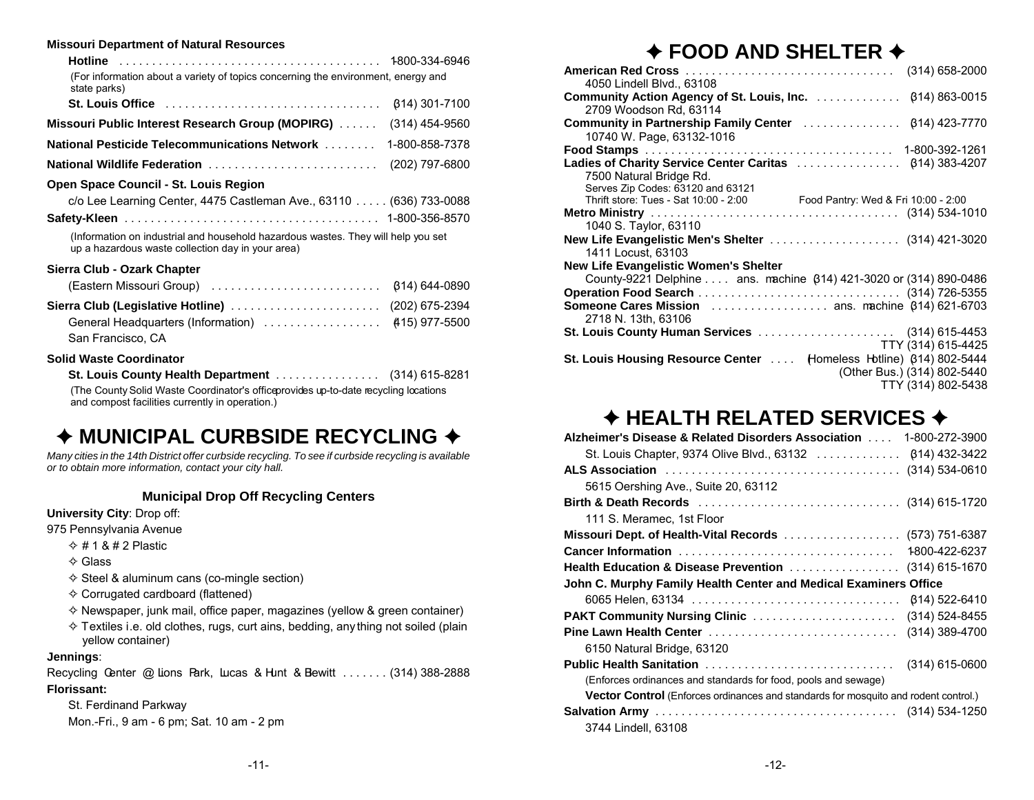**Missouri Department of Natural Resources**

**Hotline** ........................................ 1-800-334-6946

(For information about a variety of topics concerning the environment, energy and state parks)

**St. Louis Office** ................................ (314) 301-7100

**Missouri Public Interest Research Group (MOPIRG)** ...... (314) 454-9560

**National Pesticide Telecommunications Network** ........ 1-800-858-7378

**National Wildlife Federation** .......................... (202) 797-6800

**Open Space Council - St. Louis Region**

c/o Lee Learning Center, 4475 Castleman Ave., 63110 ..... (636) 733-0088

**Safety-Kleen** ...................................... 1-800-356-8570

(Information on industrial and household hazardous wastes. They will help you set up a hazardous waste collection day in your area)

**Sierra Club - Ozark Chapter**

(Eastern Missouri Group) .......................... (314) 644-0890

**Sierra Club (Legislative Hotline)** ....................... (202) 675-2394

General Headquarters (Information) .................. (415) 977-5500

San Francisco, CA

**Solid Waste Coordinator**

**St. Louis County Health Department** ................ (314) 615-8281

(The County Solid Waste Coordinator's office provides up-to-date recycling locations and compost facilities currently in operation.)

## ✦ MUNICIPAL CURBSIDE RECYCLING ✦

*Many cities in the 14th District offer curbside recycling. To see if curbside recycling is available or to obtain more information, contact your city hall.*

### Municipal Drop Off Recycling Centers

**University City**: Drop off:

975 Pennsylvania Avenue

- ✧ # 1 & # 2 Plastic
- ✧ Glass
- ✧ Steel & aluminum cans (co-mingle section)
- ✧ Corrugated cardboard (flattened)
- ✧ Newspaper, junk mail, office paper, magazines (yellow & green container)
- ✧ Textiles i.e. old clothes, rugs, curtains, bedding, anything not soiled (plain yellow container)

**Jennings**:

Recycling Center @ Lions Park, Lucas & Hunt & Bewitt ....... (314) 388-2888

**Florissant:**

St. Ferdinand Parkway

Mon.-Fri., 9 am - 6 pm; Sat. 10 am - 2 pm

## ✦ FOOD AND SHELTER ✦

**American Red Cross** ................................ (314) 658-2000
4050 Lindell Blvd., 63108

**Community Action Agency of St. Louis, Inc.** ............. (314) 863-0015
2709 Woodson Rd, 63114

**Community in Partnership Family Center** ............... (314) 423-7770
10740 W. Page, 63132-1016

**Food Stamps** ...................................... 1-800-392-1261

**Ladies of Charity Service Center Caritas** ................ (314) 383-4207
7500 Natural Bridge Rd.
Serves Zip Codes: 63120 and 63121
Thrift store: Tues - Sat 10:00 - 2:00 Food Pantry: Wed & Fri 10:00 - 2:00

**Metro Ministry** ..................................... (314) 534-1010
1040 S. Taylor, 63110

**New Life Evangelistic Men's Shelter** .................... (314) 421-3020
1411 Locust, 63103

**New Life Evangelistic Women's Shelter**
County-9221 Delphine .... ans. machine (314) 421-3020 or (314) 890-0486

**Operation Food Search** ............................... (314) 726-5355

**Someone Cares Mission** .................. ans. machine (314) 621-6703
2718 N. 13th, 63106

**St. Louis County Human Services** ..................... (314) 615-4453
TTY (314) 615-4425

**St. Louis Housing Resource Center** .... (Homeless Hotline) (314) 802-5444
(Other Bus.) (314) 802-5440
TTY (314) 802-5438

## ✦ HEALTH RELATED SERVICES ✦

**Alzheimer's Disease & Related Disorders Association** .... 1-800-272-3900

St. Louis Chapter, 9374 Olive Blvd., 63132 ............. (314) 432-3422

**ALS Association** .................................... (314) 534-0610

5615 Oershing Ave., Suite 20, 63112

**Birth & Death Records** ............................... (314) 615-1720

111 S. Meramec, 1st Floor

**Missouri Dept. of Health-Vital Records** .................. (573) 751-6387

**Cancer Information** ................................. 1-800-422-6237

**Health Education & Disease Prevention** ................. (314) 615-1670

**John C. Murphy Family Health Center and Medical Examiners Office**

6065 Helen, 63134 ................................ (314) 522-6410

**PAKT Community Nursing Clinic** ...................... (314) 524-8455

**Pine Lawn Health Center** ............................. (314) 389-4700

6150 Natural Bridge, 63120

**Public Health Sanitation** ............................. (314) 615-0600

(Enforces ordinances and standards for food, pools and sewage)

**Vector Control** (Enforces ordinances and standards for mosquito and rodent control.)

**Salvation Army** ..................................... (314) 534-1250

3744 Lindell, 63108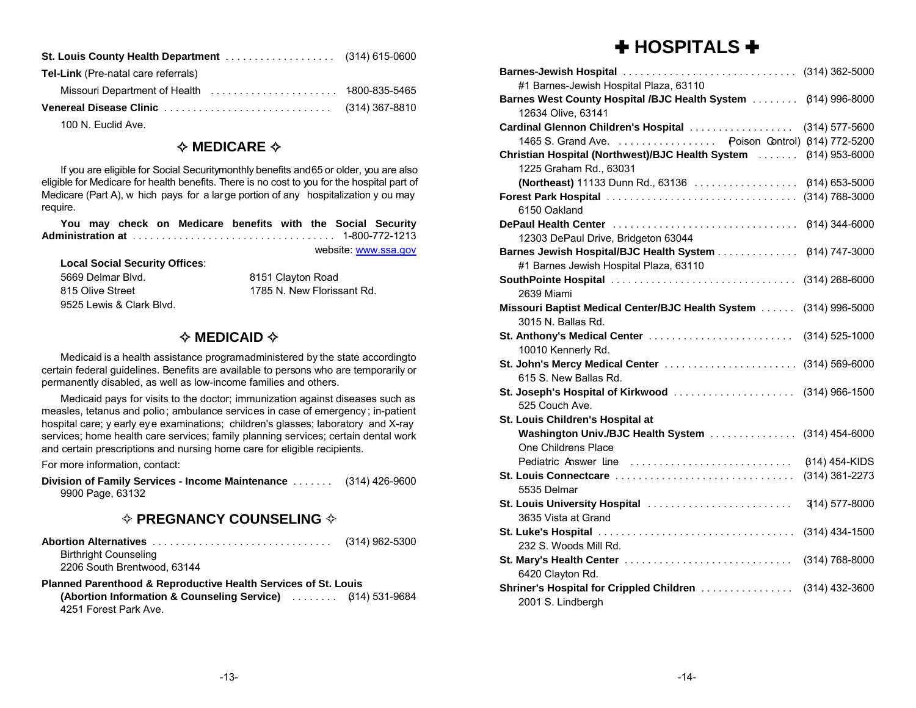**St. Louis County Health Department** . . . . . . . . . . . . . . . . . . . (314) 615-0600

**Tel-Link** (Pre-natal care referrals)

Missouri Department of Health . . . . . . . . . . . . . . . . . . . . . . 1-800-835-5465

**Venereal Disease Clinic** . . . . . . . . . . . . . . . . . . . . . . . . . . . . (314) 367-8810

100 N. Euclid Ave.

## ✧ MEDICARE ✧

If you are eligible for Social Security monthly benefits and 65 or older, you are also eligible for Medicare for health benefits. There is no cost to you for the hospital part of Medicare (Part A), which pays for a large portion of any hospitalization you may require.

**You may check on Medicare benefits with the Social Security Administration at** . . . . . . . . . . . . . . . . . . . . . . . . . . . . . . . . . . 1-800-772-1213

website: www.ssa.gov

**Local Social Security Offices**:

5669 Delmar Blvd.
815 Olive Street
9525 Lewis & Clark Blvd.
8151 Clayton Road
1785 N. New Florissant Rd.

## ✧ MEDICAID ✧

Medicaid is a health assistance program administered by the state according to certain federal guidelines. Benefits are available to persons who are temporarily or permanently disabled, as well as low-income families and others.

Medicaid pays for visits to the doctor; immunization against diseases such as measles, tetanus and polio; ambulance services in case of emergency; in-patient hospital care; yearly eye examinations; children's glasses; laboratory and X-ray services; home health care services; family planning services; certain dental work and certain prescriptions and nursing home care for eligible recipients.

For more information, contact:

**Division of Family Services - Income Maintenance** . . . . . . . (314) 426-9600
9900 Page, 63132

## ✧ PREGNANCY COUNSELING ✧

**Abortion Alternatives** . . . . . . . . . . . . . . . . . . . . . . . . . . . . . . . (314) 962-5300
Birthright Counseling
2206 South Brentwood, 63144

**Planned Parenthood & Reproductive Health Services of St. Louis**
**(Abortion Information & Counseling Service)** . . . . . . . . (314) 531-9684
4251 Forest Park Ave.

# ✚ HOSPITALS ✚

**Barnes-Jewish Hospital** . . . . . . . . . . . . . . . . . . . . . . . . . . . . . (314) 362-5000
#1 Barnes-Jewish Hospital Plaza, 63110

**Barnes West County Hospital /BJC Health System** . . . . . . . . (314) 996-8000
12634 Olive, 63141

**Cardinal Glennon Children's Hospital** . . . . . . . . . . . . . . . . . . (314) 577-5600
1465 S. Grand Ave. . . . . . . . . . . . . . . . . . (Poison Control) (314) 772-5200

**Christian Hospital (Northwest)/BJC Health System** . . . . . . . (314) 953-6000
1225 Graham Rd., 63031
**(Northeast)** 11133 Dunn Rd., 63136 . . . . . . . . . . . . . . . . . . (314) 653-5000

**Forest Park Hospital** . . . . . . . . . . . . . . . . . . . . . . . . . . . . . . . . (314) 768-3000
6150 Oakland

**DePaul Health Center** . . . . . . . . . . . . . . . . . . . . . . . . . . . . . . . (314) 344-6000
12303 DePaul Drive, Bridgeton 63044

**Barnes Jewish Hospital/BJC Health System** . . . . . . . . . . . . . . (314) 747-3000
#1 Barnes Jewish Hospital Plaza, 63110

**SouthPointe Hospital** . . . . . . . . . . . . . . . . . . . . . . . . . . . . . . . (314) 268-6000
2639 Miami

**Missouri Baptist Medical Center/BJC Health System** . . . . . . (314) 996-5000
3015 N. Ballas Rd.

**St. Anthony's Medical Center** . . . . . . . . . . . . . . . . . . . . . . . . . (314) 525-1000
10010 Kennerly Rd.

**St. John's Mercy Medical Center** . . . . . . . . . . . . . . . . . . . . . . . (314) 569-6000
615 S. New Ballas Rd.

**St. Joseph's Hospital of Kirkwood** . . . . . . . . . . . . . . . . . . . . . (314) 966-1500
525 Couch Ave.

**St. Louis Children's Hospital at**
**Washington Univ./BJC Health System** . . . . . . . . . . . . . . . (314) 454-6000
One Childrens Place
Pediatric Answer Line . . . . . . . . . . . . . . . . . . . . . . . . . . . . (314) 454-KIDS

**St. Louis Connectcare** . . . . . . . . . . . . . . . . . . . . . . . . . . . . . . (314) 361-2273
5535 Delmar

**St. Louis University Hospital** . . . . . . . . . . . . . . . . . . . . . . . . . (314) 577-8000
3635 Vista at Grand

**St. Luke's Hospital** . . . . . . . . . . . . . . . . . . . . . . . . . . . . . . . . . (314) 434-1500
232 S. Woods Mill Rd.

**St. Mary's Health Center** . . . . . . . . . . . . . . . . . . . . . . . . . . . . (314) 768-8000
6420 Clayton Rd.

**Shriner's Hospital for Crippled Children** . . . . . . . . . . . . . . . . (314) 432-3600
2001 S. Lindbergh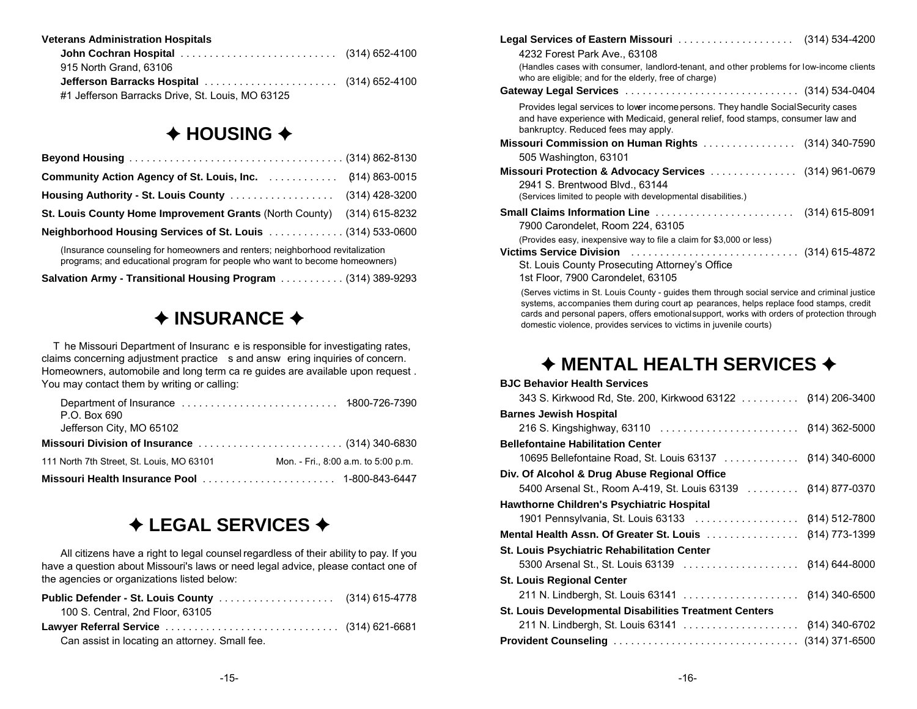**Veterans Administration Hospitals**

**John Cochran Hospital** . . . . . . . . . . . . . . . . . . . . . . . . . . . (314) 652-4100
915 North Grand, 63106

**Jefferson Barracks Hospital** . . . . . . . . . . . . . . . . . . . . . . . (314) 652-4100
#1 Jefferson Barracks Drive, St. Louis, MO 63125

## ✦ HOUSING ✦

**Beyond Housing** . . . . . . . . . . . . . . . . . . . . . . . . . . . . . . . . . . . . . (314) 862-8130

**Community Action Agency of St. Louis, Inc.** . . . . . . . . . . . . (314) 863-0015

**Housing Authority - St. Louis County** . . . . . . . . . . . . . . . . . . (314) 428-3200

**St. Louis County Home Improvement Grants** (North County) (314) 615-8232

**Neighborhood Housing Services of St. Louis** . . . . . . . . . . . . . (314) 533-0600

(Insurance counseling for homeowners and renters; neighborhood revitalization programs; and educational program for people who want to become homeowners)

**Salvation Army - Transitional Housing Program** . . . . . . . . . . . (314) 389-9293

## ✦ INSURANCE ✦

The Missouri Department of Insurance is responsible for investigating rates, claims concerning adjustment practices and answering inquiries of concern. Homeowners, automobile and long term care guides are available upon request. You may contact them by writing or calling:

Department of Insurance . . . . . . . . . . . . . . . . . . . . . . . . . . . 1-800-726-7390
P.O. Box 690
Jefferson City, MO 65102

**Missouri Division of Insurance** . . . . . . . . . . . . . . . . . . . . . . . . . (314) 340-6830

111 North 7th Street, St. Louis, MO 63101 Mon. - Fri., 8:00 a.m. to 5:00 p.m.

**Missouri Health Insurance Pool** . . . . . . . . . . . . . . . . . . . . . . . 1-800-843-6447

## ✦ LEGAL SERVICES ✦

All citizens have a right to legal counsel regardless of their ability to pay. If you have a question about Missouri's laws or need legal advice, please contact one of the agencies or organizations listed below:

**Public Defender - St. Louis County** . . . . . . . . . . . . . . . . . . . . (314) 615-4778
100 S. Central, 2nd Floor, 63105

**Lawyer Referral Service** . . . . . . . . . . . . . . . . . . . . . . . . . . . . . . (314) 621-6681
Can assist in locating an attorney. Small fee.

**Legal Services of Eastern Missouri** . . . . . . . . . . . . . . . . . . . . (314) 534-4200
4232 Forest Park Ave., 63108
(Handles cases with consumer, landlord-tenant, and other problems for low-income clients who are eligible; and for the elderly, free of charge)

**Gateway Legal Services** . . . . . . . . . . . . . . . . . . . . . . . . . . . . . . (314) 534-0404
Provides legal services to lower income persons. They handle Social Security cases and have experience with Medicaid, general relief, food stamps, consumer law and bankruptcy. Reduced fees may apply.

**Missouri Commission on Human Rights** . . . . . . . . . . . . . . . . (314) 340-7590
505 Washington, 63101

**Missouri Protection & Advocacy Services** . . . . . . . . . . . . . . . (314) 961-0679
2941 S. Brentwood Blvd., 63144
(Services limited to people with developmental disabilities.)

**Small Claims Information Line** . . . . . . . . . . . . . . . . . . . . . . . . (314) 615-8091
7900 Carondelet, Room 224, 63105
(Provides easy, inexpensive way to file a claim for $3,000 or less)

**Victims Service Division** . . . . . . . . . . . . . . . . . . . . . . . . . . . . . (314) 615-4872
St. Louis County Prosecuting Attorney's Office
1st Floor, 7900 Carondelet, 63105
(Serves victims in St. Louis County - guides them through social service and criminal justice systems, accompanies them during court appearances, helps replace food stamps, credit cards and personal papers, offers emotional support, works with orders of protection through domestic violence, provides services to victims in juvenile courts)

## ✦ MENTAL HEALTH SERVICES ✦

**BJC Behavior Health Services**
343 S. Kirkwood Rd, Ste. 200, Kirkwood 63122 . . . . . . . . . . (314) 206-3400

**Barnes Jewish Hospital**
216 S. Kingshighway, 63110 . . . . . . . . . . . . . . . . . . . . . . . . (314) 362-5000

**Bellefontaine Habilitation Center**
10695 Bellefontaine Road, St. Louis 63137 . . . . . . . . . . . . . (314) 340-6000

**Div. Of Alcohol & Drug Abuse Regional Office**
5400 Arsenal St., Room A-419, St. Louis 63139 . . . . . . . . . (314) 877-0370

**Hawthorne Children's Psychiatric Hospital**
1901 Pennsylvania, St. Louis 63133 . . . . . . . . . . . . . . . . . . (314) 512-7800

**Mental Health Assn. Of Greater St. Louis** . . . . . . . . . . . . . . . . (314) 773-1399

**St. Louis Psychiatric Rehabilitation Center**
5300 Arsenal St., St. Louis 63139 . . . . . . . . . . . . . . . . . . . . (314) 644-8000

**St. Louis Regional Center**
211 N. Lindbergh, St. Louis 63141 . . . . . . . . . . . . . . . . . . . . (314) 340-6500

**St. Louis Developmental Disabilities Treatment Centers**
211 N. Lindbergh, St. Louis 63141 . . . . . . . . . . . . . . . . . . . . (314) 340-6702

**Provident Counseling** . . . . . . . . . . . . . . . . . . . . . . . . . . . . . . . . (314) 371-6500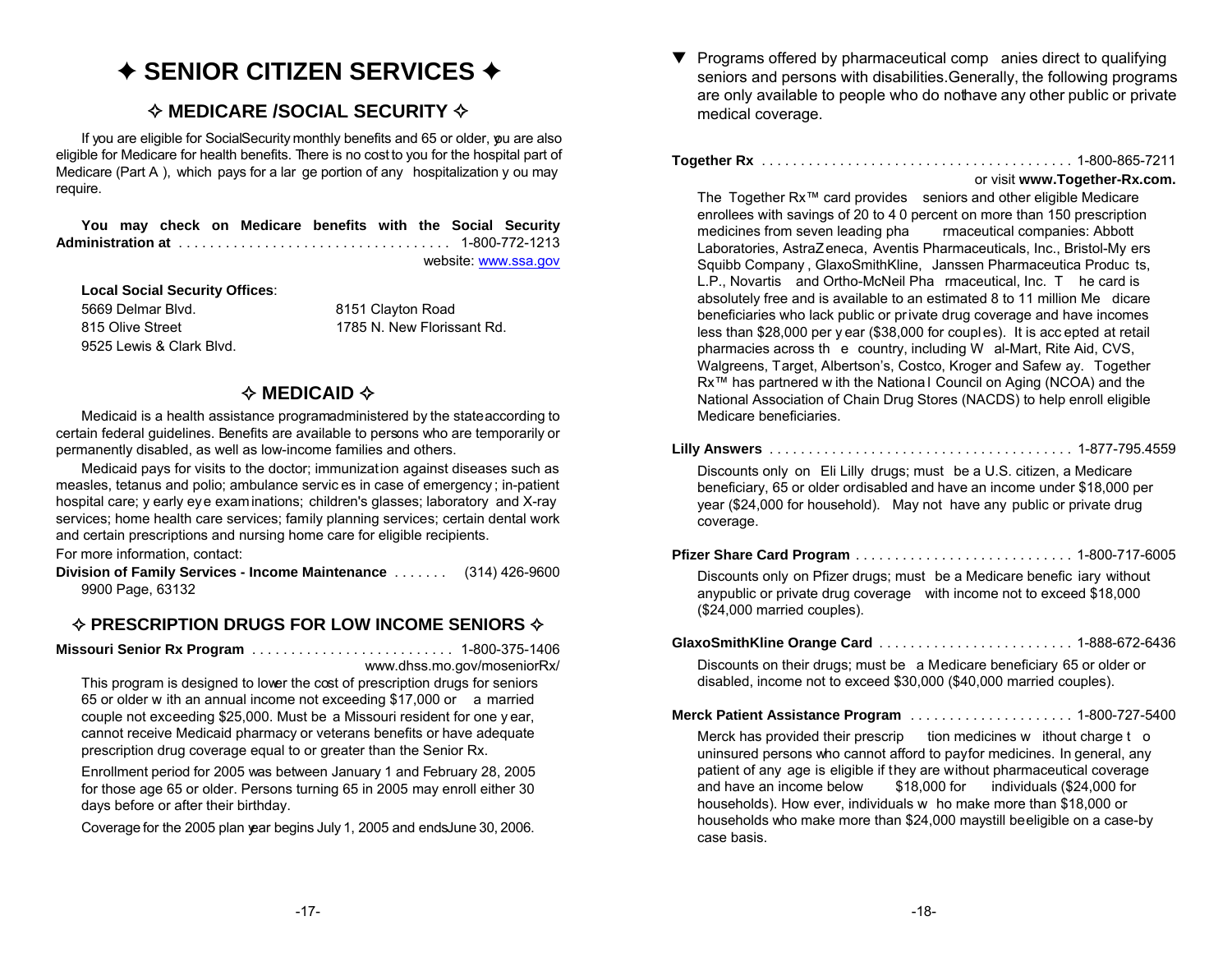# ✦ SENIOR CITIZEN SERVICES ✦

## ✧ MEDICARE /SOCIAL SECURITY ✧

If you are eligible for Social Security monthly benefits and 65 or older, you are also eligible for Medicare for health benefits. There is no cost to you for the hospital part of Medicare (Part A), which pays for a large portion of any hospitalization you may require.

**You may check on Medicare benefits with the Social Security Administration at** . . . . . . . . . . . . . . . . . . . . . . . . . . . . . . . . . . 1-800-772-1213
website: www.ssa.gov

**Local Social Security Offices**:

| | |
|---|---|
| 5669 Delmar Blvd. | 8151 Clayton Road |
| 815 Olive Street | 1785 N. New Florissant Rd. |
| 9525 Lewis & Clark Blvd. | |

## ✧ MEDICAID ✧

Medicaid is a health assistance program administered by the state according to certain federal guidelines. Benefits are available to persons who are temporarily or permanently disabled, as well as low-income families and others.

Medicaid pays for visits to the doctor; immunization against diseases such as measles, tetanus and polio; ambulance services in case of emergency; in-patient hospital care; yearly eye examinations; children's glasses; laboratory and X-ray services; home health care services; family planning services; certain dental work and certain prescriptions and nursing home care for eligible recipients.

For more information, contact:

**Division of Family Services - Income Maintenance** . . . . . . . (314) 426-9600
9900 Page, 63132

## ✧ PRESCRIPTION DRUGS FOR LOW INCOME SENIORS ✧

**Missouri Senior Rx Program** . . . . . . . . . . . . . . . . . . . . . . . . . . 1-800-375-1406
www.dhss.mo.gov/moseniorRx/

This program is designed to lower the cost of prescription drugs for seniors 65 or older with an annual income not exceeding $17,000 or a married couple not exceeding $25,000. Must be a Missouri resident for one year, cannot receive Medicaid pharmacy or veterans benefits or have adequate prescription drug coverage equal to or greater than the Senior Rx.

Enrollment period for 2005 was between January 1 and February 28, 2005 for those age 65 or older. Persons turning 65 in 2005 may enroll either 30 days before or after their birthday.

Coverage for the 2005 plan year begins July 1, 2005 and ends June 30, 2006.

▼ Programs offered by pharmaceutical companies direct to qualifying seniors and persons with disabilities. Generally, the following programs are only available to people who do not have any other public or private medical coverage.

**Together Rx** . . . . . . . . . . . . . . . . . . . . . . . . . . . . . . . . . . . . . . . 1-800-865-7211
or visit **www.Together-Rx.com.**

The Together Rx™ card provides seniors and other eligible Medicare enrollees with savings of 20 to 40 percent on more than 150 prescription medicines from seven leading pharmaceutical companies: Abbott Laboratories, AstraZeneca, Aventis Pharmaceuticals, Inc., Bristol-Myers Squibb Company, GlaxoSmithKline, Janssen Pharmaceutica Products, L.P., Novartis and Ortho-McNeil Pharmaceutical, Inc. The card is absolutely free and is available to an estimated 8 to 11 million Medicare beneficiaries who lack public or private drug coverage and have incomes less than $28,000 per year ($38,000 for couples). It is accepted at retail pharmacies across the country, including Wal-Mart, Rite Aid, CVS, Walgreens, Target, Albertson's, Costco, Kroger and Safeway. Together Rx™ has partnered with the National Council on Aging (NCOA) and the National Association of Chain Drug Stores (NACDS) to help enroll eligible Medicare beneficiaries.

**Lilly Answers** . . . . . . . . . . . . . . . . . . . . . . . . . . . . . . . . . . . . . . 1-877-795.4559

Discounts only on Eli Lilly drugs; must be a U.S. citizen, a Medicare beneficiary, 65 or older or disabled and have an income under $18,000 per year ($24,000 for household). May not have any public or private drug coverage.

**Pfizer Share Card Program** . . . . . . . . . . . . . . . . . . . . . . . . . . . 1-800-717-6005

Discounts only on Pfizer drugs; must be a Medicare beneficiary without any public or private drug coverage with income not to exceed $18,000 ($24,000 married couples).

**GlaxoSmithKline Orange Card** . . . . . . . . . . . . . . . . . . . . . . . . 1-888-672-6436

Discounts on their drugs; must be a Medicare beneficiary 65 or older or disabled, income not to exceed $30,000 ($40,000 married couples).

**Merck Patient Assistance Program** . . . . . . . . . . . . . . . . . . . . . 1-800-727-5400

Merck has provided their prescription medicines without charge to uninsured persons who cannot afford to pay for medicines. In general, any patient of any age is eligible if they are without pharmaceutical coverage and have an income below $18,000 for individuals ($24,000 for households). However, individuals who make more than $18,000 or households who make more than $24,000 may still be eligible on a case-by case basis.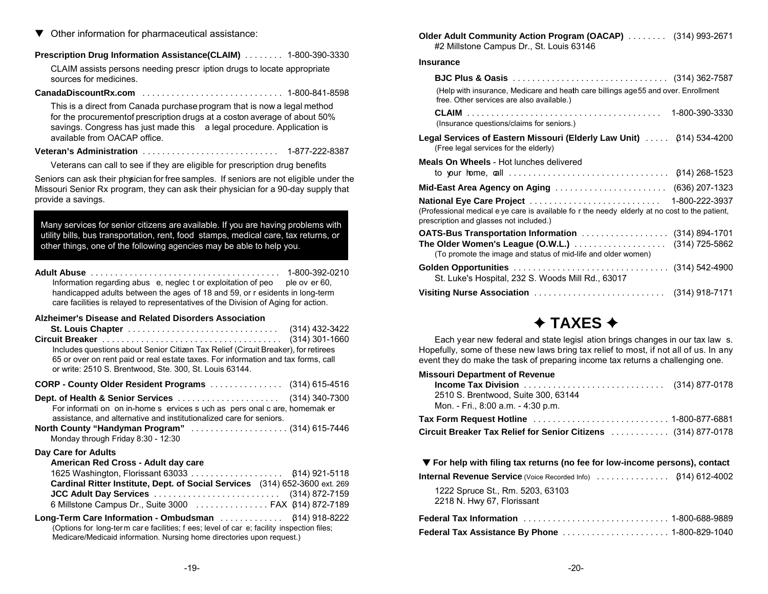▼ Other information for pharmaceutical assistance:

**Prescription Drug Information Assistance(CLAIM)** ........ 1-800-390-3330

CLAIM assists persons needing prescription drugs to locate appropriate sources for medicines.

**CanadaDiscountRx.com** ............................ 1-800-841-8598

This is a direct from Canada purchase program that is now a legal method for the procurement of prescription drugs at a cost on average of about 50% savings. Congress has just made this a legal procedure. Application is available from OACAP office.

**Veteran's Administration** ........................... 1-877-222-8387

Veterans can call to see if they are eligible for prescription drug benefits

Seniors can ask their physician for free samples. If seniors are not eligible under the Missouri Senior Rx program, they can ask their physician for a 90-day supply that provide a savings.

Many services for senior citizens are available. If you are having problems with utility bills, bus transportation, rent, food stamps, medical care, tax returns, or other things, one of the following agencies may be able to help you.

**Adult Abuse** ...................................... 1-800-392-0210

Information regarding abuse, neglect or exploitation of people over 60, handicapped adults between the ages of 18 and 59, or residents in long-term care facilities is relayed to representatives of the Division of Aging for action.

**Alzheimer's Disease and Related Disorders Association**

**St. Louis Chapter** ............................... (314) 432-3422

**Circuit Breaker** .................................... (314) 301-1660

Includes questions about Senior Citizen Tax Relief (Circuit Breaker), for retirees 65 or over on rent paid or real estate taxes. For information and tax forms, call or write: 2510 S. Brentwood, Ste. 300, St. Louis 63144.

**CORP - County Older Resident Programs** ............... (314) 615-4516

**Dept. of Health & Senior Services** ..................... (314) 340-7300

For information on in-home services such as personal care, homemaker assistance, and alternative and institutionalized care for seniors.

**North County "Handyman Program"** .................... (314) 615-7446

Monday through Friday 8:30 - 12:30

**Day Care for Adults**

**American Red Cross - Adult day care**

1625 Washington, Florissant 63033 .................. (314) 921-5118

**Cardinal Ritter Institute, Dept. of Social Services** (314) 652-3600 ext. 269

**JCC Adult Day Services** .......................... (314) 872-7159

6 Millstone Campus Dr., Suite 3000 ............... FAX (314) 872-7189

**Long-Term Care Information - Ombudsman** ............. (314) 918-8222

(Options for long-term care facilities; fees; level of care; facility inspection files; Medicare/Medicaid information. Nursing home directories upon request.)

**Older Adult Community Action Program (OACAP)** ........ (314) 993-2671

#2 Millstone Campus Dr., St. Louis 63146

**Insurance**

**BJC Plus & Oasis** ................................ (314) 362-7587

(Help with insurance, Medicare and health care billings age 55 and over. Enrollment free. Other services are also available.)

**CLAIM** ........................................ 1-800-390-3330

(Insurance questions/claims for seniors.)

**Legal Services of Eastern Missouri (Elderly Law Unit)** ..... (314) 534-4200

(Free legal services for the elderly)

**Meals On Wheels** - Hot lunches delivered to your home, call ................................. (314) 268-1523

**Mid-East Area Agency on Aging** ....................... (636) 207-1323

**National Eye Care Project** ........................... 1-800-222-3937

(Professional medical eye care is available for the needy elderly at no cost to the patient, prescription and glasses not included.)

**OATS-Bus Transportation Information** .................. (314) 894-1701

**The Older Women's League (O.W.L.)** ................... (314) 725-5862

(To promote the image and status of mid-life and older women)

**Golden Opportunities** ................................ (314) 542-4900

St. Luke's Hospital, 232 S. Woods Mill Rd., 63017

**Visiting Nurse Association** ........................... (314) 918-7171

## ✦ TAXES ✦

Each year new federal and state legislation brings changes in our tax laws. Hopefully, some of these new laws bring tax relief to most, if not all of us. In any event they do make the task of preparing income tax returns a challenging one.

**Missouri Department of Revenue**

**Income Tax Division** ............................. (314) 877-0178

2510 S. Brentwood, Suite 300, 63144

Mon. - Fri., 8:00 a.m. - 4:30 p.m.

**Tax Form Request Hotline** ........................... 1-800-877-6881

**Circuit Breaker Tax Relief for Senior Citizens** ............ (314) 877-0178

**▼ For help with filing tax returns (no fee for low-income persons), contact**

**Internal Revenue Service** (Voice Recorded Info) ............... (314) 612-4002

1222 Spruce St., Rm. 5203, 63103

2218 N. Hwy 67, Florissant

**Federal Tax Information** ............................. 1-800-688-9889

**Federal Tax Assistance By Phone** ...................... 1-800-829-1040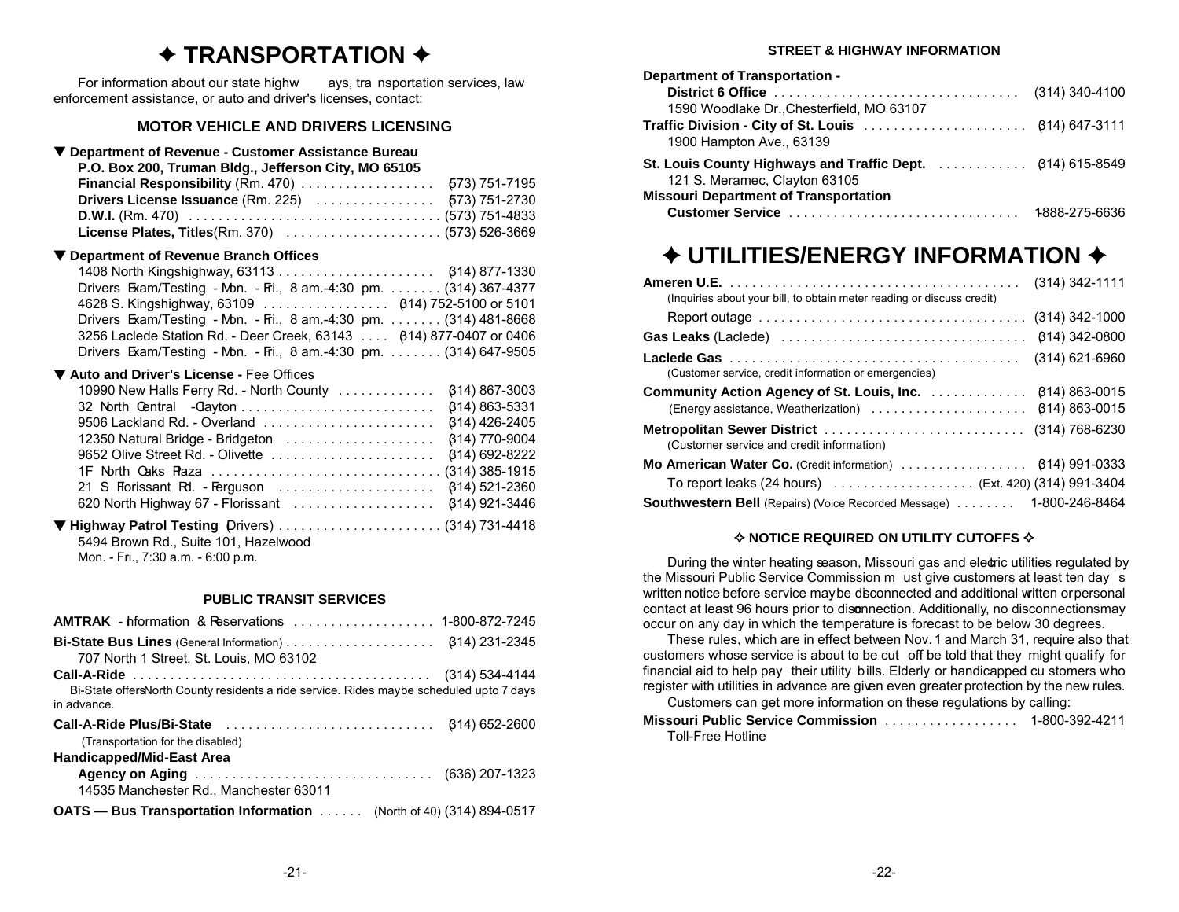# ✦ TRANSPORTATION ✦

For information about our state highways, transportation services, law enforcement assistance, or auto and driver's licenses, contact:

## MOTOR VEHICLE AND DRIVERS LICENSING

▼ **Department of Revenue - Customer Assistance Bureau**
**P.O. Box 200, Truman Bldg., Jefferson City, MO 65105**

- **Financial Responsibility** (Rm. 470) .................. (573) 751-7195
- **Drivers License Issuance** (Rm. 225) ................ (573) 751-2730
- **D.W.I.** (Rm. 470) .................................. (573) 751-4833
- **License Plates, Titles** (Rm. 370) ..................... (573) 526-3669

▼ **Department of Revenue Branch Offices**

- 1408 North Kingshighway, 63113 ..................... (314) 877-1330
- Drivers Exam/Testing - Mon. - Fri., 8 am.-4:30 pm. ....... (314) 367-4377
- 4628 S. Kingshighway, 63109 ................. (314) 752-5100 or 5101
- Drivers Exam/Testing - Mon. - Fri., 8 am.-4:30 pm. ....... (314) 481-8668
- 3256 Laclede Station Rd. - Deer Creek, 63143 .... (314) 877-0407 or 0406
- Drivers Exam/Testing - Mon. - Fri., 8 am.-4:30 pm. ....... (314) 647-9505

▼ **Auto and Driver's License -** Fee Offices

- 10990 New Halls Ferry Rd. - North County ............. (314) 867-3003
- 32 North Central - Clayton .......................... (314) 863-5331
- 9506 Lackland Rd. - Overland ....................... (314) 426-2405
- 12350 Natural Bridge - Bridgeton .................... (314) 770-9004
- 9652 Olive Street Rd. - Olivette ...................... (314) 692-8222
- 1F North Oaks Plaza ............................... (314) 385-1915
- 21 S Florissant Rd. - Ferguson ..................... (314) 521-2360
- 620 North Highway 67 - Florissant ................... (314) 921-3446

▼ **Highway Patrol Testing** (Drivers) ...................... (314) 731-4418
5494 Brown Rd., Suite 101, Hazelwood
Mon. - Fri., 7:30 a.m. - 6:00 p.m.

## PUBLIC TRANSIT SERVICES

**AMTRAK** - Information & Reservations ................... 1-800-872-7245

**Bi-State Bus Lines** (General Information) .................... (314) 231-2345
707 North 1 Street, St. Louis, MO 63102

**Call-A-Ride** ........................................ (314) 534-4144
Bi-State offers North County residents a ride service. Rides may be scheduled up to 7 days in advance.

**Call-A-Ride Plus/Bi-State** ............................ (314) 652-2600
(Transportation for the disabled)

**Handicapped/Mid-East Area**
**Agency on Aging** ................................ (636) 207-1323
14535 Manchester Rd., Manchester 63011

**OATS — Bus Transportation Information** ...... (North of 40) (314) 894-0517

## STREET & HIGHWAY INFORMATION

**Department of Transportation -**
**District 6 Office** ................................. (314) 340-4100
1590 Woodlake Dr., Chesterfield, MO 63107

**Traffic Division - City of St. Louis** ...................... (314) 647-3111
1900 Hampton Ave., 63139

**St. Louis County Highways and Traffic Dept.** ............ (314) 615-8549
121 S. Meramec, Clayton 63105

**Missouri Department of Transportation**
**Customer Service** ............................... 1-888-275-6636

# ✦ UTILITIES/ENERGY INFORMATION ✦

**Ameren U.E.** ........................................ (314) 342-1111
(Inquiries about your bill, to obtain meter reading or discuss credit)
Report outage .................................... (314) 342-1000

**Gas Leaks** (Laclede) ................................. (314) 342-0800

**Laclede Gas** ....................................... (314) 621-6960
(Customer service, credit information or emergencies)

**Community Action Agency of St. Louis, Inc.** ............. (314) 863-0015
(Energy assistance, Weatherization) ..................... (314) 863-0015

**Metropolitan Sewer District** ........................... (314) 768-6230
(Customer service and credit information)

**Mo American Water Co.** (Credit information) ................. (314) 991-0333
To report leaks (24 hours) ................... (Ext. 420) (314) 991-3404

**Southwestern Bell** (Repairs) (Voice Recorded Message) ........ 1-800-246-8464

### ✧ NOTICE REQUIRED ON UTILITY CUTOFFS ✧

During the winter heating season, Missouri gas and electric utilities regulated by the Missouri Public Service Commission must give customers at least ten days written notice before service may be disconnected and additional written or personal contact at least 96 hours prior to disconnection. Additionally, no disconnections may occur on any day in which the temperature is forecast to be below 30 degrees.

These rules, which are in effect between Nov. 1 and March 31, require also that customers whose service is about to be cut off be told that they might qualify for financial aid to help pay their utility bills. Elderly or handicapped customers who register with utilities in advance are given even greater protection by the new rules.

Customers can get more information on these regulations by calling:

**Missouri Public Service Commission** .................. 1-800-392-4211
Toll-Free Hotline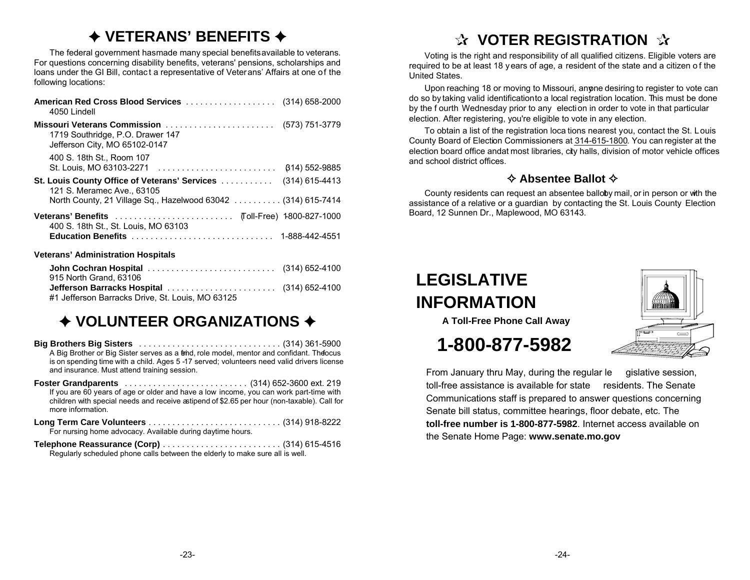# ✦ VETERANS' BENEFITS ✦

The federal government has made many special benefits available to veterans. For questions concerning disability benefits, veterans' pensions, scholarships and loans under the GI Bill, contact a representative of Veterans' Affairs at one of the following locations:

**American Red Cross Blood Services** .................. (314) 658-2000
4050 Lindell

**Missouri Veterans Commission** ....................... (573) 751-3779
1719 Southridge, P.O. Drawer 147
Jefferson City, MO 65102-0147

400 S. 18th St., Room 107
St. Louis, MO 63103-2271 ......................... (314) 552-9885

**St. Louis County Office of Veterans' Services** ........... (314) 615-4413
121 S. Meramec Ave., 63105
North County, 21 Village Sq., Hazelwood 63042 .......... (314) 615-7414

**Veterans' Benefits** ......................... (Toll-Free) 1-800-827-1000
400 S. 18th St., St. Louis, MO 63103
**Education Benefits** .............................. 1-888-442-4551

**Veterans' Administration Hospitals**

**John Cochran Hospital** ........................... (314) 652-4100
915 North Grand, 63106
**Jefferson Barracks Hospital** ....................... (314) 652-4100
#1 Jefferson Barracks Drive, St. Louis, MO 63125

# ✦ VOLUNTEER ORGANIZATIONS ✦

**Big Brothers Big Sisters** .............................. (314) 361-5900
A Big Brother or Big Sister serves as a friend, role model, mentor and confidant. The focus is on spending time with a child. Ages 5 -17 served; volunteers need valid drivers license and insurance. Must attend training session.

**Foster Grandparents** .......................... (314) 652-3600 ext. 219
If you are 60 years of age or older and have a low income, you can work part-time with children with special needs and receive a stipend of $2.65 per hour (non-taxable). Call for more information.

**Long Term Care Volunteers** ............................ (314) 918-8222
For nursing home advocacy. Available during daytime hours.

**Telephone Reassurance (Corp)** ......................... (314) 615-4516
Regularly scheduled phone calls between the elderly to make sure all is well.

# ✫ VOTER REGISTRATION ✫

Voting is the right and responsibility of all qualified citizens. Eligible voters are required to be at least 18 years of age, a resident of the state and a citizen of the United States.

Upon reaching 18 or moving to Missouri, anyone desiring to register to vote can do so by taking valid identification to a local registration location. This must be done by the fourth Wednesday prior to any election in order to vote in that particular election. After registering, you're eligible to vote in any election.

To obtain a list of the registration locations nearest you, contact the St. Louis County Board of Election Commissioners at 314-615-1800. You can register at the election board office and at most libraries, city halls, division of motor vehicle offices and school district offices.

## ✧ Absentee Ballot ✧

County residents can request an absentee ballot by mail, or in person or with the assistance of a relative or a guardian by contacting the St. Louis County Election Board, 12 Sunnen Dr., Maplewood, MO 63143.

# LEGISLATIVE INFORMATION

**A Toll-Free Phone Call Away**

# 1-800-877-5982

From January thru May, during the regular legislative session, toll-free assistance is available for state residents. The Senate Communications staff is prepared to answer questions concerning Senate bill status, committee hearings, floor debate, etc. The **toll-free number is 1-800-877-5982**. Internet access available on the Senate Home Page: **www.senate.mo.gov**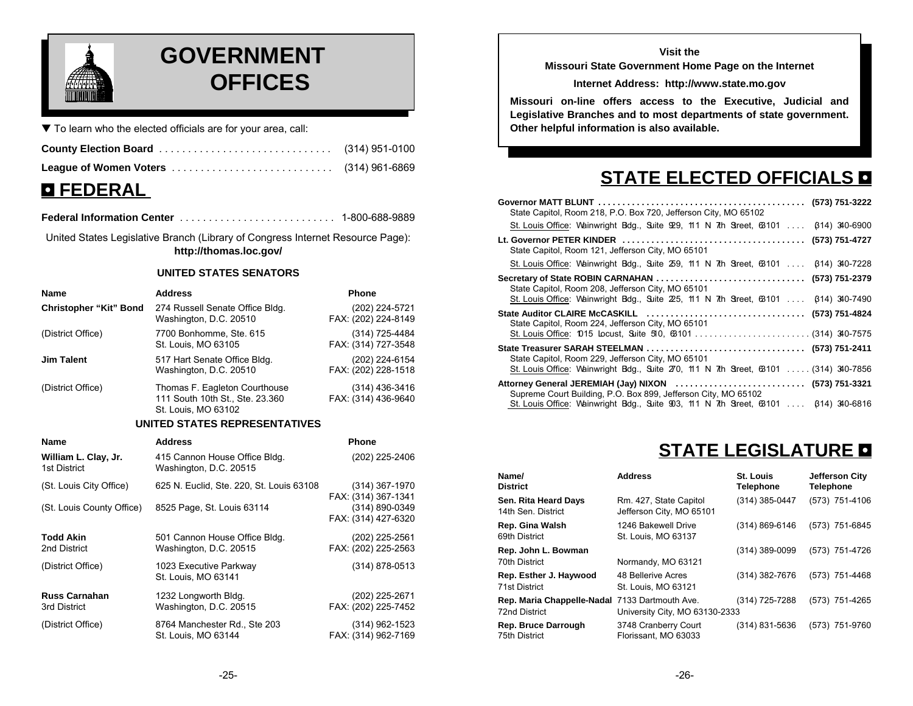# GOVERNMENT OFFICES

▼ To learn who the elected officials are for your area, call:

**County Election Board** .............................. (314) 951-0100

**League of Women Voters** ............................ (314) 961-6869

## FEDERAL

**Federal Information Center** ........................... 1-800-688-9889

United States Legislative Branch (Library of Congress Internet Resource Page): **http://thomas.loc.gov/**

### UNITED STATES SENATORS

| Name | Address | Phone |
|---|---|---|
| **Christopher "Kit" Bond** | 274 Russell Senate Office Bldg.<br>Washington, D.C. 20510 | (202) 224-5721<br>FAX: (202) 224-8149 |
| (District Office) | 7700 Bonhomme, Ste. 615<br>St. Louis, MO 63105 | (314) 725-4484<br>FAX: (314) 727-3548 |
| **Jim Talent** | 517 Hart Senate Office Bldg.<br>Washington, D.C. 20510 | (202) 224-6154<br>FAX: (202) 228-1518 |
| (District Office) | Thomas F. Eagleton Courthouse<br>111 South 10th St., Ste. 23.360<br>St. Louis, MO 63102 | (314) 436-3416<br>FAX: (314) 436-9640 |

### UNITED STATES REPRESENTATIVES

| Name | Address | Phone |
|---|---|---|
| **William L. Clay, Jr.**<br>1st District | 415 Cannon House Office Bldg.<br>Washington, D.C. 20515 | (202) 225-2406 |
| (St. Louis City Office) | 625 N. Euclid, Ste. 220, St. Louis 63108 | (314) 367-1970<br>FAX: (314) 367-1341 |
| (St. Louis County Office) | 8525 Page, St. Louis 63114 | (314) 890-0349<br>FAX: (314) 427-6320 |
| **Todd Akin**<br>2nd District | 501 Cannon House Office Bldg.<br>Washington, D.C. 20515 | (202) 225-2561<br>FAX: (202) 225-2563 |
| (District Office) | 1023 Executive Parkway<br>St. Louis, MO 63141 | (314) 878-0513 |
| **Russ Carnahan**<br>3rd District | 1232 Longworth Bldg.<br>Washington, D.C. 20515 | (202) 225-2671<br>FAX: (202) 225-7452 |
| (District Office) | 8764 Manchester Rd., Ste 203<br>St. Louis, MO 63144 | (314) 962-1523<br>FAX: (314) 962-7169 |

**Visit the**
**Missouri State Government Home Page on the Internet**

**Internet Address: http://www.state.mo.gov**

**Missouri on-line offers access to the Executive, Judicial and Legislative Branches and to most departments of state government. Other helpful information is also available.**

## STATE ELECTED OFFICIALS

**Governor MATT BLUNT** ........................................... **(573) 751-3222**
State Capitol, Room 218, P.O. Box 720, Jefferson City, MO 65102
St. Louis Office: Wainwright Bldg., Suite 929, 111 N 7th Street, 63101 .... (314) 340-6900

**Lt. Governor PETER KINDER** ..................................... **(573) 751-4727**
State Capitol, Room 121, Jefferson City, MO 65101
St. Louis Office: Wainwright Bldg., Suite 259, 111 N 7th Street, 63101 .... (314) 340-7228

**Secretary of State ROBIN CARNAHAN** ............................... **(573) 751-2379**
State Capitol, Room 208, Jefferson City, MO 65101
St. Louis Office: Wainwright Bldg., Suite 225, 111 N 7th Street, 63101 .... (314) 340-7490

**State Auditor CLAIRE McCASKILL** ................................. **(573) 751-4824**
State Capitol, Room 224, Jefferson City, MO 65101
St. Louis Office: 1015 Locust, Suite 510, 63101 ........................ (314) 340-7575

**State Treasurer SARAH STEELMAN** ................................. **(573) 751-2411**
State Capitol, Room 229, Jefferson City, MO 65101
St. Louis Office: Wainwright Bldg., Suite 270, 111 N 7th Street, 63101 ..... (314) 340-7856

**Attorney General JEREMIAH (Jay) NIXON** ........................... **(573) 751-3321**
Supreme Court Building, P.O. Box 899, Jefferson City, MO 65102
St. Louis Office: Wainwright Bldg., Suite 903, 111 N 7th Street, 63101 .... (314) 340-6816

## STATE LEGISLATURE

| Name/<br>District | Address | St. Louis Telephone | Jefferson City Telephone |
|---|---|---|---|
| **Sen. Rita Heard Days**<br>14th Sen. District | Rm. 427, State Capitol<br>Jefferson City, MO 65101 | (314) 385-0447 | (573) 751-4106 |
| **Rep. Gina Walsh**<br>69th District | 1246 Bakewell Drive<br>St. Louis, MO 63137 | (314) 869-6146 | (573) 751-6845 |
| **Rep. John L. Bowman**<br>70th District | Normandy, MO 63121 | (314) 389-0099 | (573) 751-4726 |
| **Rep. Esther J. Haywood**<br>71st District | 48 Bellerive Acres<br>St. Louis, MO 63121 | (314) 382-7676 | (573) 751-4468 |
| **Rep. Maria Chappelle-Nadal**<br>72nd District | 7133 Dartmouth Ave.<br>University City, MO 63130-2333 | (314) 725-7288 | (573) 751-4265 |
| **Rep. Bruce Darrough**<br>75th District | 3748 Cranberry Court<br>Florissant, MO 63033 | (314) 831-5636 | (573) 751-9760 |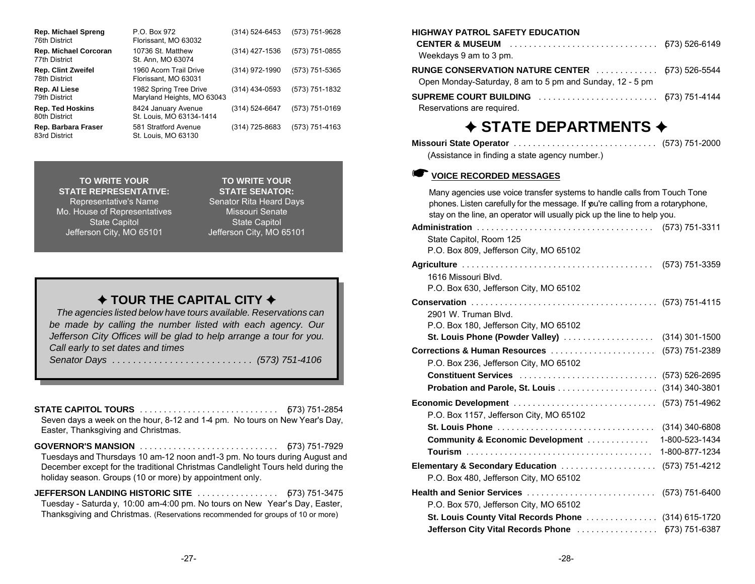| Representative | Address | Phone | Capitol Phone |
|---|---|---|---|
| **Rep. Michael Spreng** 76th District | P.O. Box 972 Florissant, MO 63032 | (314) 524-6453 | (573) 751-9628 |
| **Rep. Michael Corcoran** 77th District | 10736 St. Matthew St. Ann, MO 63074 | (314) 427-1536 | (573) 751-0855 |
| **Rep. Clint Zweifel** 78th District | 1960 Acorn Trail Drive Florissant, MO 63031 | (314) 972-1990 | (573) 751-5365 |
| **Rep. Al Liese** 79th District | 1982 Spring Tree Drive Maryland Heights, MO 63043 | (314) 434-0593 | (573) 751-1832 |
| **Rep. Ted Hoskins** 80th District | 8424 January Avenue St. Louis, MO 63134-1414 | (314) 524-6647 | (573) 751-0169 |
| **Rep. Barbara Fraser** 83rd District | 581 Stratford Avenue St. Louis, MO 63130 | (314) 725-8683 | (573) 751-4163 |

**TO WRITE YOUR STATE REPRESENTATIVE:**
Representative's Name
Mo. House of Representatives
State Capitol
Jefferson City, MO 65101

**TO WRITE YOUR STATE SENATOR:**
Senator Rita Heard Days
Missouri Senate
State Capitol
Jefferson City, MO 65101

## ✦ TOUR THE CAPITAL CITY ✦

*The agencies listed below have tours available. Reservations can be made by calling the number listed with each agency. Our Jefferson City Offices will be glad to help arrange a tour for you. Call early to set dates and times*

*Senator Days . . . . . . . . . . . . . . . . . . . . . . . . . . . (573) 751-4106*

**STATE CAPITOL TOURS** . . . . . . . . . . . . . . . . . . . . . . . . . . . . . (573) 751-2854
Seven days a week on the hour, 8-12 and 1-4 pm. No tours on New Year's Day, Easter, Thanksgiving and Christmas.

**GOVERNOR'S MANSION** . . . . . . . . . . . . . . . . . . . . . . . . . . . . . (573) 751-7929
Tuesdays and Thursdays 10 am-12 noon and1-3 pm. No tours during August and December except for the traditional Christmas Candlelight Tours held during the holiday season. Groups (10 or more) by appointment only.

**JEFFERSON LANDING HISTORIC SITE** . . . . . . . . . . . . . . . . . (573) 751-3475
Tuesday - Saturday, 10:00 am-4:00 pm. No tours on New Year's Day, Easter, Thanksgiving and Christmas. (Reservations recommended for groups of 10 or more)

**HIGHWAY PATROL SAFETY EDUCATION CENTER & MUSEUM** . . . . . . . . . . . . . . . . . . . . . . . . . . . . . . . (573) 526-6149
Weekdays 9 am to 3 pm.

**RUNGE CONSERVATION NATURE CENTER** . . . . . . . . . . . . . (573) 526-5544
Open Monday-Saturday, 8 am to 5 pm and Sunday, 12 - 5 pm

**SUPREME COURT BUILDING** . . . . . . . . . . . . . . . . . . . . . . . . . (573) 751-4144
Reservations are required.

## ✦ STATE DEPARTMENTS ✦

**Missouri State Operator** . . . . . . . . . . . . . . . . . . . . . . . . . . . . . . (573) 751-2000
(Assistance in finding a state agency number.)

**VOICE RECORDED MESSAGES**

Many agencies use voice transfer systems to handle calls from Touch Tone phones. Listen carefully for the message. If you're calling from a rotaryphone, stay on the line, an operator will usually pick up the line to help you.

**Administration** . . . . . . . . . . . . . . . . . . . . . . . . . . . . . . . . . . . . . (573) 751-3311
State Capitol, Room 125
P.O. Box 809, Jefferson City, MO 65102

**Agriculture** . . . . . . . . . . . . . . . . . . . . . . . . . . . . . . . . . . . . . . . . (573) 751-3359
1616 Missouri Blvd.
P.O. Box 630, Jefferson City, MO 65102

**Conservation** . . . . . . . . . . . . . . . . . . . . . . . . . . . . . . . . . . . . . . (573) 751-4115
2901 W. Truman Blvd.
P.O. Box 180, Jefferson City, MO 65102
**St. Louis Phone (Powder Valley)** . . . . . . . . . . . . . . . . . . . (314) 301-1500

**Corrections & Human Resources** . . . . . . . . . . . . . . . . . . . . . . (573) 751-2389
P.O. Box 236, Jefferson City, MO 65102
**Constituent Services** . . . . . . . . . . . . . . . . . . . . . . . . . . . . . (573) 526-2695
**Probation and Parole, St. Louis** . . . . . . . . . . . . . . . . . . . . . (314) 340-3801

**Economic Development** . . . . . . . . . . . . . . . . . . . . . . . . . . . . . . (573) 751-4962
P.O. Box 1157, Jefferson City, MO 65102
**St. Louis Phone** . . . . . . . . . . . . . . . . . . . . . . . . . . . . . . . . . (314) 340-6808
**Community & Economic Development** . . . . . . . . . . . . . 1-800-523-1434
**Tourism** . . . . . . . . . . . . . . . . . . . . . . . . . . . . . . . . . . . . . . . 1-800-877-1234

**Elementary & Secondary Education** . . . . . . . . . . . . . . . . . . . . (573) 751-4212
P.O. Box 480, Jefferson City, MO 65102

**Health and Senior Services** . . . . . . . . . . . . . . . . . . . . . . . . . . . (573) 751-6400
P.O. Box 570, Jefferson City, MO 65102
**St. Louis County Vital Records Phone** . . . . . . . . . . . . . . . (314) 615-1720
**Jefferson City Vital Records Phone** . . . . . . . . . . . . . . . . . (573) 751-6387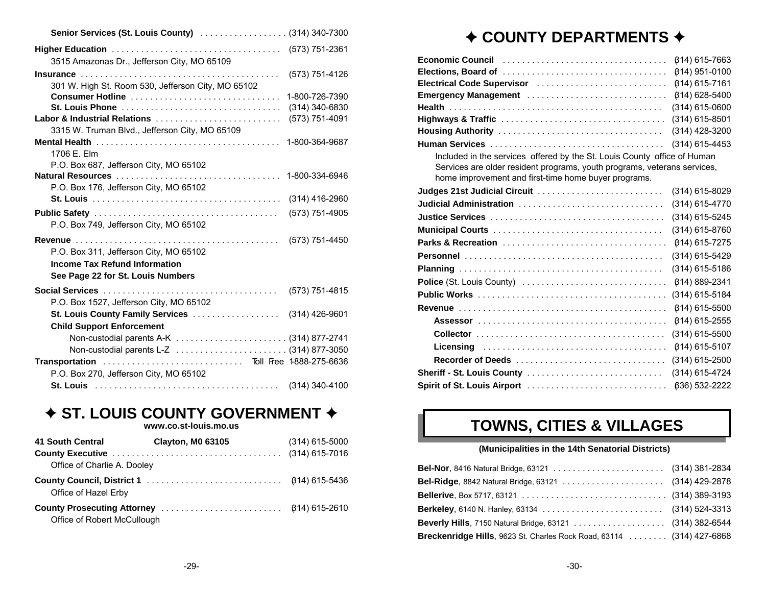**Senior Services (St. Louis County)** . . . . . . . . . . . . . . . . . . (314) 340-7300

**Higher Education** . . . . . . . . . . . . . . . . . . . . . . . . . . . . . . . . . . . (573) 751-2361
3515 Amazonas Dr., Jefferson City, MO 65109

**Insurance** . . . . . . . . . . . . . . . . . . . . . . . . . . . . . . . . . . . . . . . . . (573) 751-4126
301 W. High St. Room 530, Jefferson City, MO 65102
**Consumer Hotline** . . . . . . . . . . . . . . . . . . . . . . . . . . . . . . . 1-800-726-7390
**St. Louis Phone** . . . . . . . . . . . . . . . . . . . . . . . . . . . . . . . . . (314) 340-6830

**Labor & Industrial Relations** . . . . . . . . . . . . . . . . . . . . . . . . . . (573) 751-4091
3315 W. Truman Blvd., Jefferson City, MO 65109

**Mental Health** . . . . . . . . . . . . . . . . . . . . . . . . . . . . . . . . . . . . . . 1-800-364-9687
1706 E. Elm
P.O. Box 687, Jefferson City, MO 65102

**Natural Resources** . . . . . . . . . . . . . . . . . . . . . . . . . . . . . . . . . . 1-800-334-6946
P.O. Box 176, Jefferson City, MO 65102
**St. Louis** . . . . . . . . . . . . . . . . . . . . . . . . . . . . . . . . . . . . . . . (314) 416-2960

**Public Safety** . . . . . . . . . . . . . . . . . . . . . . . . . . . . . . . . . . . . . . (573) 751-4905
P.O. Box 749, Jefferson City, MO 65102

**Revenue** . . . . . . . . . . . . . . . . . . . . . . . . . . . . . . . . . . . . . . . . . . (573) 751-4450
P.O. Box 311, Jefferson City, MO 65102
**Income Tax Refund Information**
**See Page 22 for St. Louis Numbers**

**Social Services** . . . . . . . . . . . . . . . . . . . . . . . . . . . . . . . . . . . . (573) 751-4815
P.O. Box 1527, Jefferson City, MO 65102
**St. Louis County Family Services** . . . . . . . . . . . . . . . . . . (314) 426-9601
**Child Support Enforcement**
Non-custodial parents A-K . . . . . . . . . . . . . . . . . . . . . . . (314) 877-2741
Non-custodial parents L-Z . . . . . . . . . . . . . . . . . . . . . . . (314) 877-3050

**Transportation** . . . . . . . . . . . . . . . . . . . . . . . . . . . . . Toll Free 1-888-275-6636
P.O. Box 270, Jefferson City, MO 65102
**St. Louis** . . . . . . . . . . . . . . . . . . . . . . . . . . . . . . . . . . . . . . . (314) 340-4100

## ✦ ST. LOUIS COUNTY GOVERNMENT ✦

**www.co.st-louis.mo.us**

**41 South Central** **Clayton, M0 63105** (314) 615-5000

**County Executive** . . . . . . . . . . . . . . . . . . . . . . . . . . . . . . . . . . (314) 615-7016
Office of Charlie A. Dooley

**County Council, District 1** . . . . . . . . . . . . . . . . . . . . . . . . . . . (314) 615-5436
Office of Hazel Erby

**County Prosecuting Attorney** . . . . . . . . . . . . . . . . . . . . . . . . . (314) 615-2610
Office of Robert McCullough

## ✦ COUNTY DEPARTMENTS ✦

**Economic Council** . . . . . . . . . . . . . . . . . . . . . . . . . . . . . . . . . . (314) 615-7663
**Elections, Board of** . . . . . . . . . . . . . . . . . . . . . . . . . . . . . . . . . (314) 951-0100
**Electrical Code Supervisor** . . . . . . . . . . . . . . . . . . . . . . . . . . . (314) 615-7161
**Emergency Management** . . . . . . . . . . . . . . . . . . . . . . . . . . . . (314) 628-5400
**Health** . . . . . . . . . . . . . . . . . . . . . . . . . . . . . . . . . . . . . . . . . . . (314) 615-0600
**Highways & Traffic** . . . . . . . . . . . . . . . . . . . . . . . . . . . . . . . . . (314) 615-8501
**Housing Authority** . . . . . . . . . . . . . . . . . . . . . . . . . . . . . . . . . (314) 428-3200
**Human Services** . . . . . . . . . . . . . . . . . . . . . . . . . . . . . . . . . . . (314) 615-4453
Included in the services offered by the St. Louis County office of Human Services are older resident programs, youth programs, veterans services, home improvement and first-time home buyer programs.

**Judges 21st Judicial Circuit** . . . . . . . . . . . . . . . . . . . . . . . . . . (314) 615-8029
**Judicial Administration** . . . . . . . . . . . . . . . . . . . . . . . . . . . . . (314) 615-4770
**Justice Services** . . . . . . . . . . . . . . . . . . . . . . . . . . . . . . . . . . . (314) 615-5245
**Municipal Courts** . . . . . . . . . . . . . . . . . . . . . . . . . . . . . . . . . . (314) 615-8760
**Parks & Recreation** . . . . . . . . . . . . . . . . . . . . . . . . . . . . . . . . (314) 615-7275
**Personnel** . . . . . . . . . . . . . . . . . . . . . . . . . . . . . . . . . . . . . . . . (314) 615-5429
**Planning** . . . . . . . . . . . . . . . . . . . . . . . . . . . . . . . . . . . . . . . . . (314) 615-5186
**Police** (St. Louis County) . . . . . . . . . . . . . . . . . . . . . . . . . . . . . (314) 889-2341
**Public Works** . . . . . . . . . . . . . . . . . . . . . . . . . . . . . . . . . . . . . . (314) 615-5184
**Revenue** . . . . . . . . . . . . . . . . . . . . . . . . . . . . . . . . . . . . . . . . . (314) 615-5500
**Assessor** . . . . . . . . . . . . . . . . . . . . . . . . . . . . . . . . . . . . . . (314) 615-2555
**Collector** . . . . . . . . . . . . . . . . . . . . . . . . . . . . . . . . . . . . . . (314) 615-5500
**Licensing** . . . . . . . . . . . . . . . . . . . . . . . . . . . . . . . . . . . . . . (314) 615-5107
**Recorder of Deeds** . . . . . . . . . . . . . . . . . . . . . . . . . . . . . . . (314) 615-2500
**Sheriff - St. Louis County** . . . . . . . . . . . . . . . . . . . . . . . . . . . (314) 615-4724
**Spirit of St. Louis Airport** . . . . . . . . . . . . . . . . . . . . . . . . . . . (636) 532-2222

## TOWNS, CITIES & VILLAGES

**(Municipalities in the 14th Senatorial Districts)**

**Bel-Nor**, 8416 Natural Bridge, 63121 . . . . . . . . . . . . . . . . . . . . . . . (314) 381-2834
**Bel-Ridge**, 8842 Natural Bridge, 63121 . . . . . . . . . . . . . . . . . . . . . (314) 429-2878
**Bellerive**, Box 5717, 63121 . . . . . . . . . . . . . . . . . . . . . . . . . . . . . . (314) 389-3193
**Berkeley**, 6140 N. Hanley, 63134 . . . . . . . . . . . . . . . . . . . . . . . . . (314) 524-3313
**Beverly Hills**, 7150 Natural Bridge, 63121 . . . . . . . . . . . . . . . . . . . (314) 382-6544
**Breckenridge Hills**, 9623 St. Charles Rock Road, 63114 . . . . . . . . (314) 427-6868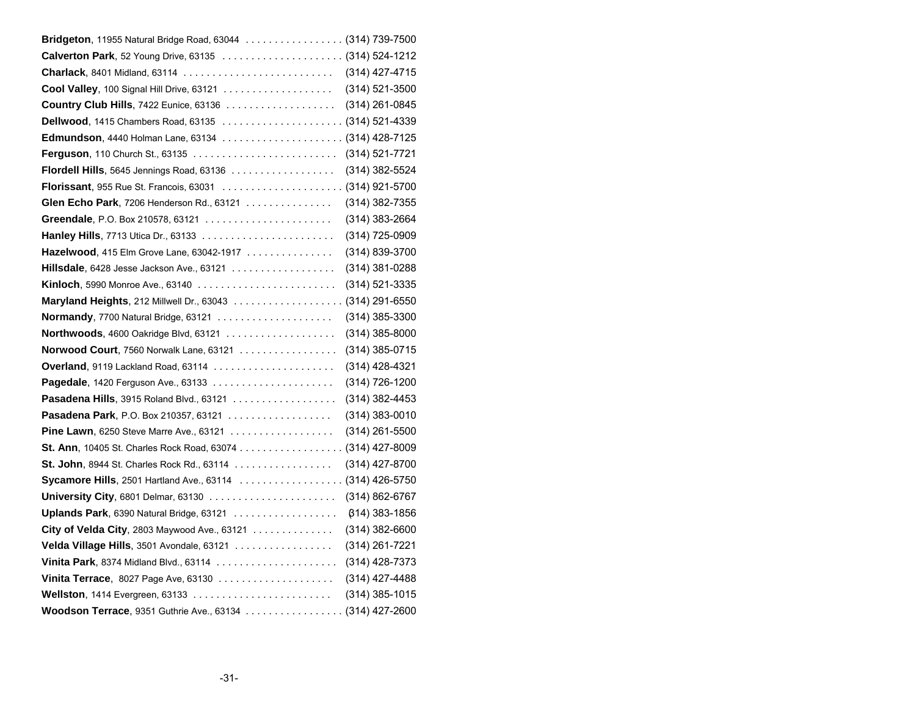**Bridgeton**, 11955 Natural Bridge Road, 63044 . . . . . . . . . . . . . . . . . (314) 739-7500

**Calverton Park**, 52 Young Drive, 63135 . . . . . . . . . . . . . . . . . . . . . (314) 524-1212

**Charlack**, 8401 Midland, 63114 . . . . . . . . . . . . . . . . . . . . . . . . . . (314) 427-4715

**Cool Valley**, 100 Signal Hill Drive, 63121 . . . . . . . . . . . . . . . . . . . (314) 521-3500

**Country Club Hills**, 7422 Eunice, 63136 . . . . . . . . . . . . . . . . . . . (314) 261-0845

**Dellwood**, 1415 Chambers Road, 63135 . . . . . . . . . . . . . . . . . . . . . (314) 521-4339

**Edmundson**, 4440 Holman Lane, 63134 . . . . . . . . . . . . . . . . . . . . . (314) 428-7125

**Ferguson**, 110 Church St., 63135 . . . . . . . . . . . . . . . . . . . . . . . . . (314) 521-7721

**Flordell Hills**, 5645 Jennings Road, 63136 . . . . . . . . . . . . . . . . . . (314) 382-5524

**Florissant**, 955 Rue St. Francois, 63031 . . . . . . . . . . . . . . . . . . . . . (314) 921-5700

**Glen Echo Park**, 7206 Henderson Rd., 63121 . . . . . . . . . . . . . . . (314) 382-7355

**Greendale**, P.O. Box 210578, 63121 . . . . . . . . . . . . . . . . . . . . . . (314) 383-2664

**Hanley Hills**, 7713 Utica Dr., 63133 . . . . . . . . . . . . . . . . . . . . . . . (314) 725-0909

**Hazelwood**, 415 Elm Grove Lane, 63042-1917 . . . . . . . . . . . . . . . (314) 839-3700

**Hillsdale**, 6428 Jesse Jackson Ave., 63121 . . . . . . . . . . . . . . . . . . (314) 381-0288

**Kinloch**, 5990 Monroe Ave., 63140 . . . . . . . . . . . . . . . . . . . . . . . . (314) 521-3335

**Maryland Heights**, 212 Millwell Dr., 63043 . . . . . . . . . . . . . . . . . . . (314) 291-6550

**Normandy**, 7700 Natural Bridge, 63121 . . . . . . . . . . . . . . . . . . . . (314) 385-3300

**Northwoods**, 4600 Oakridge Blvd, 63121 . . . . . . . . . . . . . . . . . . . (314) 385-8000

**Norwood Court**, 7560 Norwalk Lane, 63121 . . . . . . . . . . . . . . . . . (314) 385-0715

**Overland**, 9119 Lackland Road, 63114 . . . . . . . . . . . . . . . . . . . . . (314) 428-4321

**Pagedale**, 1420 Ferguson Ave., 63133 . . . . . . . . . . . . . . . . . . . . . (314) 726-1200

**Pasadena Hills**, 3915 Roland Blvd., 63121 . . . . . . . . . . . . . . . . . . (314) 382-4453

**Pasadena Park**, P.O. Box 210357, 63121 . . . . . . . . . . . . . . . . . . (314) 383-0010

**Pine Lawn**, 6250 Steve Marre Ave., 63121 . . . . . . . . . . . . . . . . . . (314) 261-5500

**St. Ann**, 10405 St. Charles Rock Road, 63074 . . . . . . . . . . . . . . . . . . (314) 427-8009

**St. John**, 8944 St. Charles Rock Rd., 63114 . . . . . . . . . . . . . . . . . (314) 427-8700

**Sycamore Hills**, 2501 Hartland Ave., 63114 . . . . . . . . . . . . . . . . . . (314) 426-5750

**University City**, 6801 Delmar, 63130 . . . . . . . . . . . . . . . . . . . . . . (314) 862-6767

**Uplands Park**, 6390 Natural Bridge, 63121 . . . . . . . . . . . . . . . . . . (314) 383-1856

**City of Velda City**, 2803 Maywood Ave., 63121 . . . . . . . . . . . . . . (314) 382-6600

**Velda Village Hills**, 3501 Avondale, 63121 . . . . . . . . . . . . . . . . . (314) 261-7221

**Vinita Park**, 8374 Midland Blvd., 63114 . . . . . . . . . . . . . . . . . . . . . (314) 428-7373

**Vinita Terrace**, 8027 Page Ave, 63130 . . . . . . . . . . . . . . . . . . . . (314) 427-4488

**Wellston**, 1414 Evergreen, 63133 . . . . . . . . . . . . . . . . . . . . . . . . (314) 385-1015

**Woodson Terrace**, 9351 Guthrie Ave., 63134 . . . . . . . . . . . . . . . . . (314) 427-2600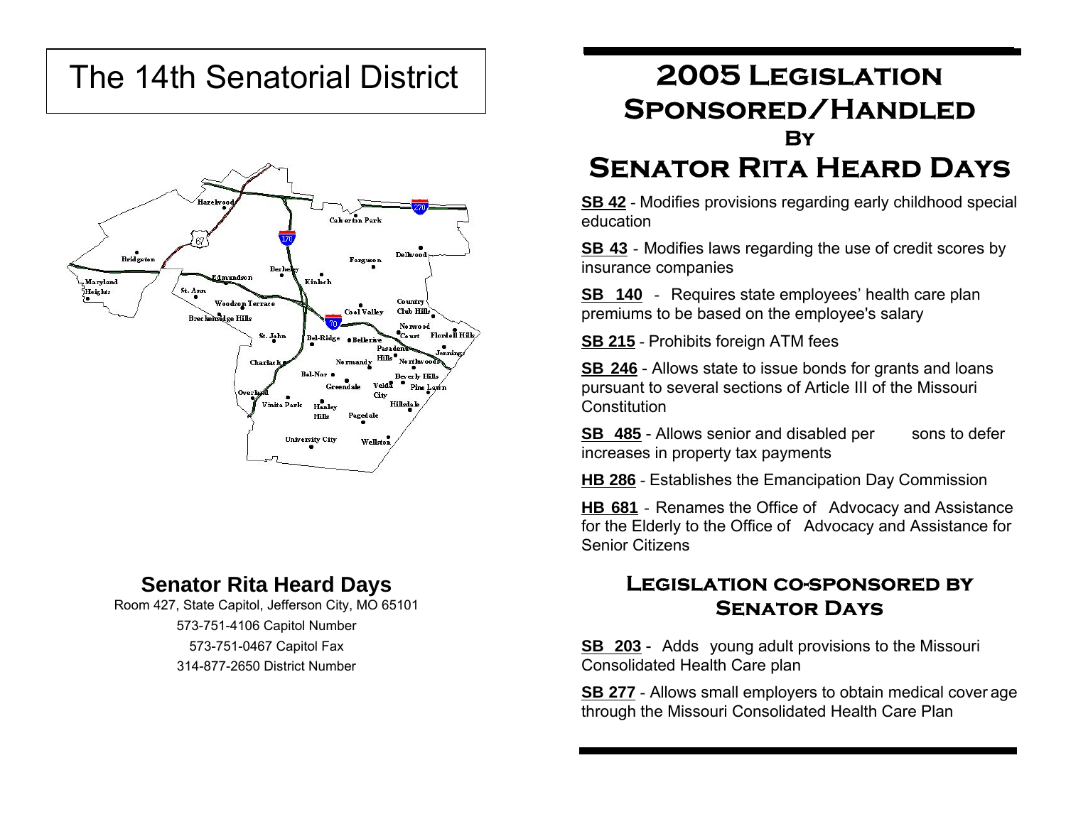# The 14th Senatorial District

Hazelwood, Calverton Park, Bridgeton, Dellwood, Ferguson, Berkeley, Kinloch, Edmundson, Maryland Heights, St. Ann, Woodson Terrace, Country Club Hills, Cool Valley, Breckenridge Hills, Norwood Court, Flordell Hills, St. John, Bel-Ridge, Bellerive, Pasadena Hills, Jennings, Charlack, Normandy, Northwoods, Bel-Nor, Beverly Hills, Greendale, Velda City, Pine Lawn, Overland, Vinita Park, Hanley Hills, Hillsdale, Pagedale, University City, Wellston

## Senator Rita Heard Days

Room 427, State Capitol, Jefferson City, MO 65101

573-751-4106 Capitol Number

573-751-0467 Capitol Fax

314-877-2650 District Number

# 2005 Legislation Sponsored/Handled By Senator Rita Heard Days

**SB 42** - Modifies provisions regarding early childhood special education

**SB 43** - Modifies laws regarding the use of credit scores by insurance companies

**SB 140** - Requires state employees' health care plan premiums to be based on the employee's salary

**SB 215** - Prohibits foreign ATM fees

**SB 246** - Allows state to issue bonds for grants and loans pursuant to several sections of Article III of the Missouri Constitution

**SB 485** - Allows senior and disabled persons to defer increases in property tax payments

**HB 286** - Establishes the Emancipation Day Commission

**HB 681** - Renames the Office of Advocacy and Assistance for the Elderly to the Office of Advocacy and Assistance for Senior Citizens

## Legislation co-sponsored by Senator Days

**SB 203** - Adds young adult provisions to the Missouri Consolidated Health Care plan

**SB 277** - Allows small employers to obtain medical coverage through the Missouri Consolidated Health Care Plan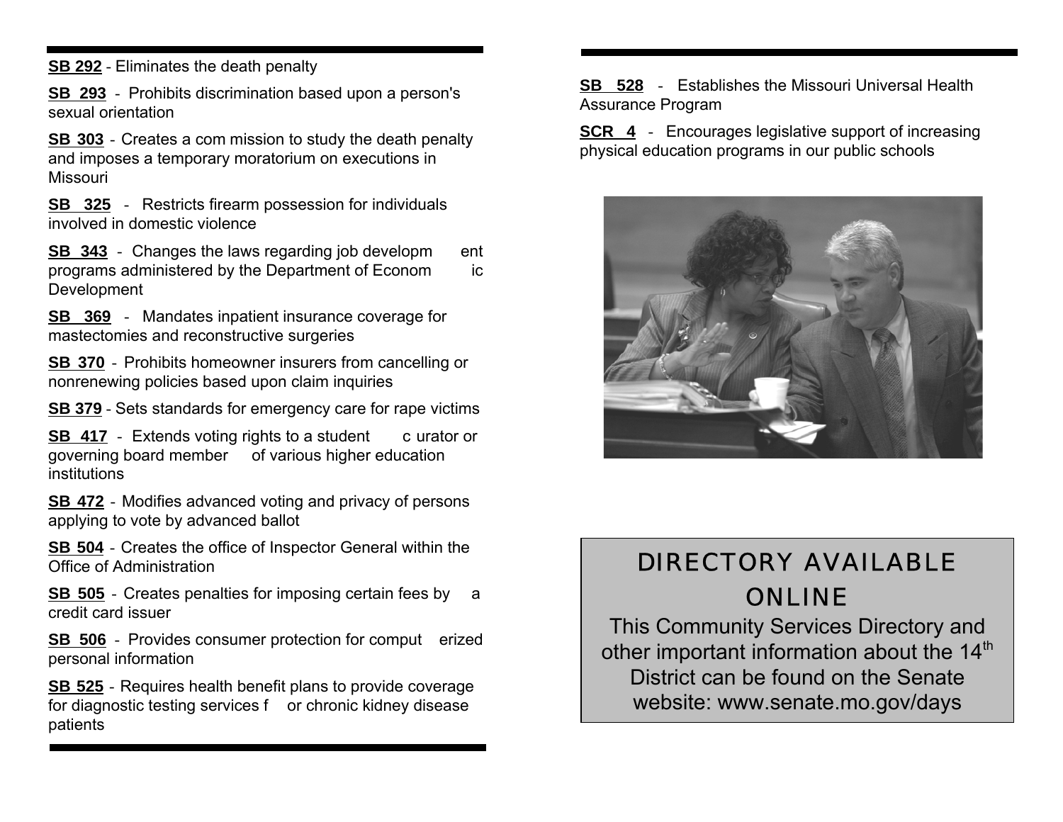**SB 292** - Eliminates the death penalty

**SB 293** - Prohibits discrimination based upon a person's sexual orientation

**SB 303** - Creates a commission to study the death penalty and imposes a temporary moratorium on executions in Missouri

**SB 325** - Restricts firearm possession for individuals involved in domestic violence

**SB 343** - Changes the laws regarding job development programs administered by the Department of Economic Development

**SB 369** - Mandates inpatient insurance coverage for mastectomies and reconstructive surgeries

**SB 370** - Prohibits homeowner insurers from cancelling or nonrenewing policies based upon claim inquiries

**SB 379** - Sets standards for emergency care for rape victims

**SB 417** - Extends voting rights to a student curator or governing board member of various higher education institutions

**SB 472** - Modifies advanced voting and privacy of persons applying to vote by advanced ballot

**SB 504** - Creates the office of Inspector General within the Office of Administration

**SB 505** - Creates penalties for imposing certain fees by a credit card issuer

**SB 506** - Provides consumer protection for computerized personal information

**SB 525** - Requires health benefit plans to provide coverage for diagnostic testing services for chronic kidney disease patients

**SB 528** - Establishes the Missouri Universal Health Assurance Program

**SCR 4** - Encourages legislative support of increasing physical education programs in our public schools

## DIRECTORY AVAILABLE ONLINE

This Community Services Directory and other important information about the 14th District can be found on the Senate website: www.senate.mo.gov/days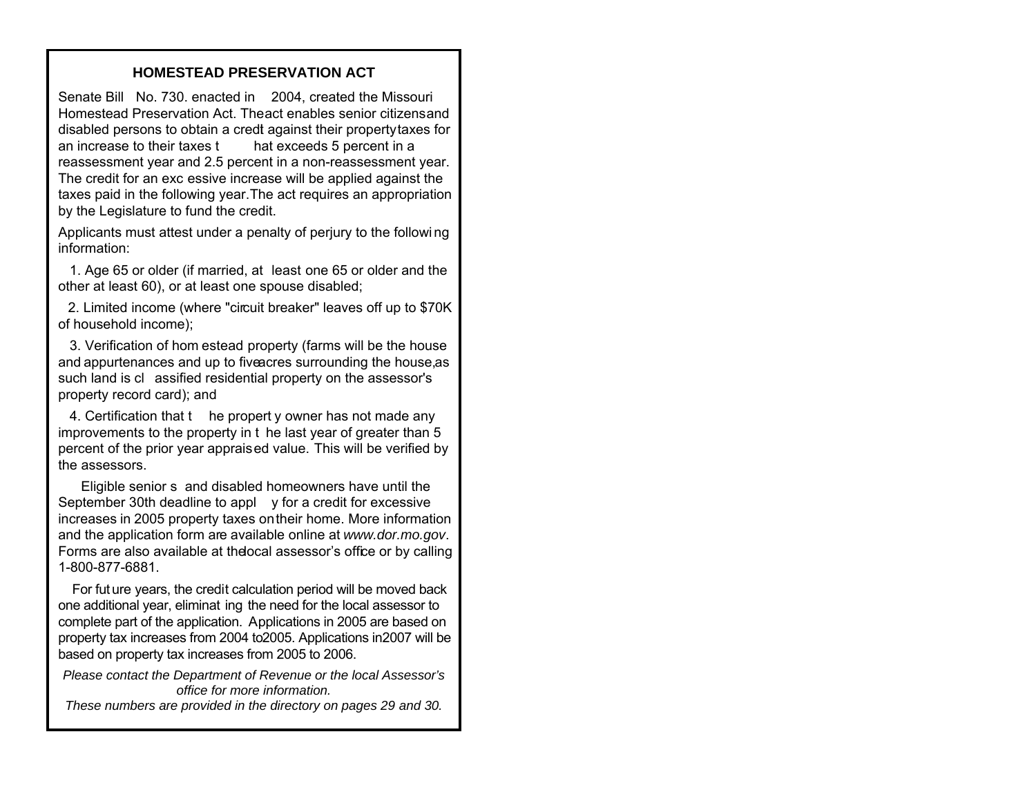## HOMESTEAD PRESERVATION ACT

Senate Bill No. 730. enacted in 2004, created the Missouri Homestead Preservation Act. The act enables senior citizens and disabled persons to obtain a credit against their property taxes for an increase to their taxes that exceeds 5 percent in a reassessment year and 2.5 percent in a non-reassessment year. The credit for an excessive increase will be applied against the taxes paid in the following year. The act requires an appropriation by the Legislature to fund the credit.

Applicants must attest under a penalty of perjury to the following information:

1. Age 65 or older (if married, at least one 65 or older and the other at least 60), or at least one spouse disabled;
2. Limited income (where "circuit breaker" leaves off up to $70K of household income);
3. Verification of homestead property (farms will be the house and appurtenances and up to five acres surrounding the house, as such land is classified residential property on the assessor's property record card); and
4. Certification that the property owner has not made any improvements to the property in the last year of greater than 5 percent of the prior year appraised value. This will be verified by the assessors.

Eligible seniors and disabled homeowners have until the September 30th deadline to apply for a credit for excessive increases in 2005 property taxes on their home. More information and the application form are available online at *www.dor.mo.gov*. Forms are also available at the local assessor's office or by calling 1-800-877-6881.

For future years, the credit calculation period will be moved back one additional year, eliminating the need for the local assessor to complete part of the application. Applications in 2005 are based on property tax increases from 2004 to 2005. Applications in 2007 will be based on property tax increases from 2005 to 2006.

*Please contact the Department of Revenue or the local Assessor's office for more information.*
*These numbers are provided in the directory on pages 29 and 30.*